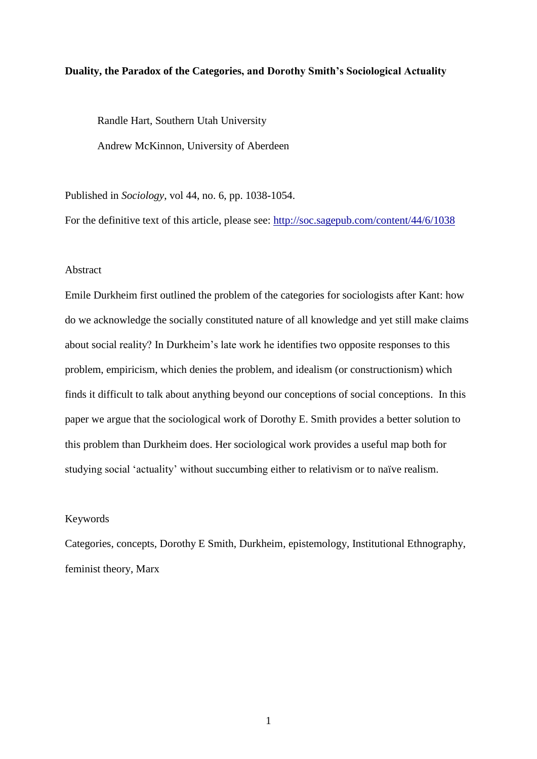# Duality, the Paradox of the Categories, and Dorothy Smith's Sociological Actuality

Randle Hart, Southern Utah University

Andrew McKinnon, University of Aberdeen

Published in *Sociology*, vol 44, no. 6, pp. 1038-1054.

For the definitive text of this article, please see: [http://soc.sagepub.com/content/44/6/1038](http://soc.sagepub.com/content/44/6/1038)

## Abstract

Emile Durkheim first outlined the problem of the categories for sociologists after Kant: how do we acknowledge the socially constituted nature of all knowledge and yet still make claims about social reality? In Durkheim's late work he identifies two opposite responses to this problem, empiricism, which denies the problem, and idealism (or constructionism) which finds it difficult to talk about anything beyond our conceptions of social conceptions. In this paper we argue that the sociological work of Dorothy E. Smith provides a better solution to this problem than Durkheim does. Her sociological work provides a useful map both for studying social 'actuality' without succumbing either to relativism or to naïve realism.

## Keywords

Categories, concepts, Dorothy E Smith, Durkheim, epistemology, Institutional Ethnography, feminist theory, Marx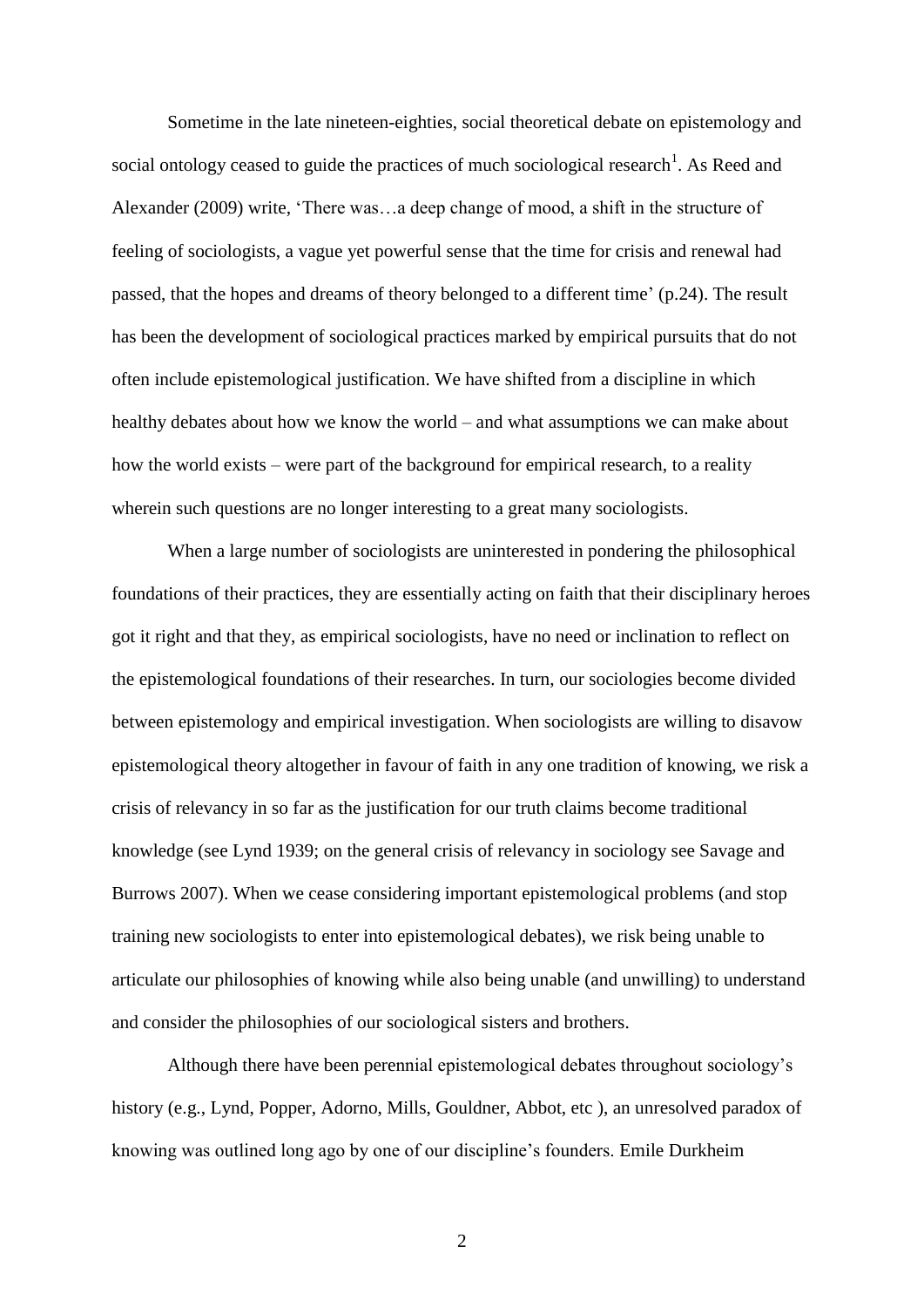Sometime in the late nineteen-eighties, social theoretical debate on epistemology and social ontology ceased to guide the practices of much sociological research[1]. As Reed and Alexander (2009) write, 'There was…a deep change of mood, a shift in the structure of feeling of sociologists, a vague yet powerful sense that the time for crisis and renewal had passed, that the hopes and dreams of theory belonged to a different time' (p.24). The result has been the development of sociological practices marked by empirical pursuits that do not often include epistemological justification. We have shifted from a discipline in which healthy debates about how we know the world – and what assumptions we can make about how the world exists – were part of the background for empirical research, to a reality wherein such questions are no longer interesting to a great many sociologists.

When a large number of sociologists are uninterested in pondering the philosophical foundations of their practices, they are essentially acting on faith that their disciplinary heroes got it right and that they, as empirical sociologists, have no need or inclination to reflect on the epistemological foundations of their researches. In turn, our sociologies become divided between epistemology and empirical investigation. When sociologists are willing to disavow epistemological theory altogether in favour of faith in any one tradition of knowing, we risk a crisis of relevancy in so far as the justification for our truth claims become traditional knowledge (see Lynd 1939; on the general crisis of relevancy in sociology see Savage and Burrows 2007). When we cease considering important epistemological problems (and stop training new sociologists to enter into epistemological debates), we risk being unable to articulate our philosophies of knowing while also being unable (and unwilling) to understand and consider the philosophies of our sociological sisters and brothers.

Although there have been perennial epistemological debates throughout sociology's history (e.g., Lynd, Popper, Adorno, Mills, Gouldner, Abbot, etc ), an unresolved paradox of knowing was outlined long ago by one of our discipline's founders. Emile Durkheim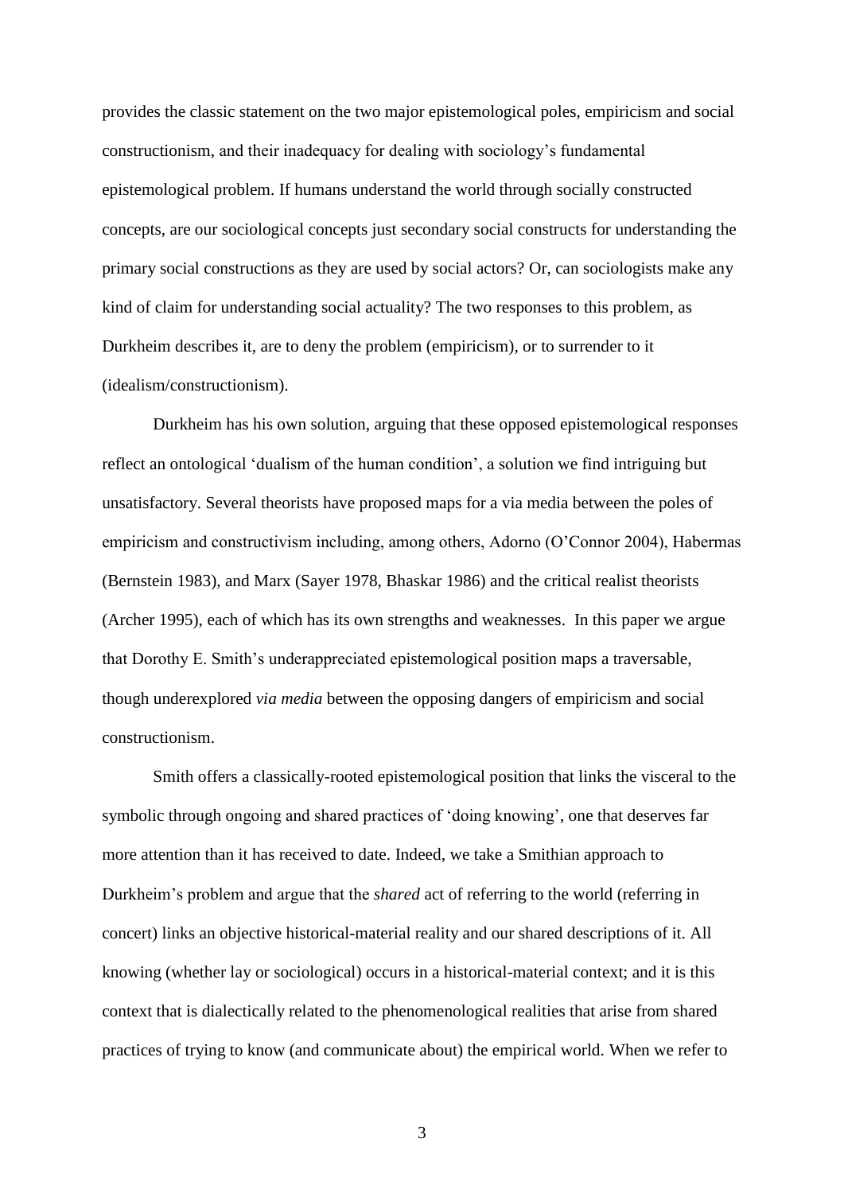provides the classic statement on the two major epistemological poles, empiricism and social constructionism, and their inadequacy for dealing with sociology's fundamental epistemological problem. If humans understand the world through socially constructed concepts, are our sociological concepts just secondary social constructs for understanding the primary social constructions as they are used by social actors? Or, can sociologists make any kind of claim for understanding social actuality? The two responses to this problem, as Durkheim describes it, are to deny the problem (empiricism), or to surrender to it (idealism/constructionism).

Durkheim has his own solution, arguing that these opposed epistemological responses reflect an ontological 'dualism of the human condition', a solution we find intriguing but unsatisfactory. Several theorists have proposed maps for a via media between the poles of empiricism and constructivism including, among others, Adorno (O'Connor 2004), Habermas (Bernstein 1983), and Marx (Sayer 1978, Bhaskar 1986) and the critical realist theorists (Archer 1995), each of which has its own strengths and weaknesses. In this paper we argue that Dorothy E. Smith's underappreciated epistemological position maps a traversable, though underexplored *via media* between the opposing dangers of empiricism and social constructionism.

Smith offers a classically-rooted epistemological position that links the visceral to the symbolic through ongoing and shared practices of 'doing knowing', one that deserves far more attention than it has received to date. Indeed, we take a Smithian approach to Durkheim's problem and argue that the *shared* act of referring to the world (referring in concert) links an objective historical-material reality and our shared descriptions of it. All knowing (whether lay or sociological) occurs in a historical-material context; and it is this context that is dialectically related to the phenomenological realities that arise from shared practices of trying to know (and communicate about) the empirical world. When we refer to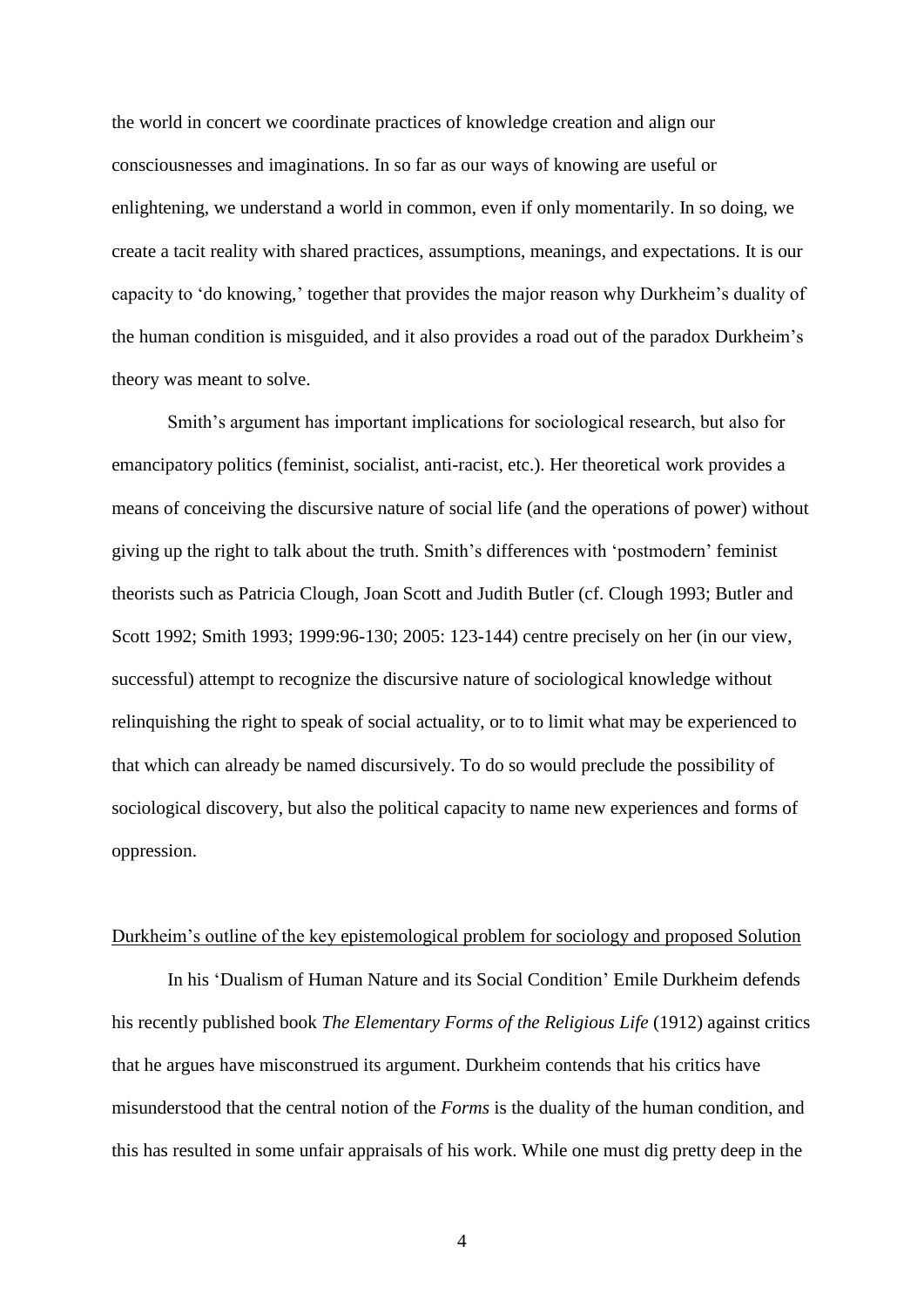the world in concert we coordinate practices of knowledge creation and align our consciousnesses and imaginations. In so far as our ways of knowing are useful or enlightening, we understand a world in common, even if only momentarily. In so doing, we create a tacit reality with shared practices, assumptions, meanings, and expectations. It is our capacity to 'do knowing,' together that provides the major reason why Durkheim's duality of the human condition is misguided, and it also provides a road out of the paradox Durkheim's theory was meant to solve.

Smith's argument has important implications for sociological research, but also for emancipatory politics (feminist, socialist, anti-racist, etc.). Her theoretical work provides a means of conceiving the discursive nature of social life (and the operations of power) without giving up the right to talk about the truth. Smith's differences with 'postmodern' feminist theorists such as Patricia Clough, Joan Scott and Judith Butler (cf. Clough 1993; Butler and Scott 1992; Smith 1993; 1999:96-130; 2005: 123-144) centre precisely on her (in our view, successful) attempt to recognize the discursive nature of sociological knowledge without relinquishing the right to speak of social actuality, or to to limit what may be experienced to that which can already be named discursively. To do so would preclude the possibility of sociological discovery, but also the political capacity to name new experiences and forms of oppression.

## Durkheim's outline of the key epistemological problem for sociology and proposed Solution

In his 'Dualism of Human Nature and its Social Condition' Emile Durkheim defends his recently published book *The Elementary Forms of the Religious Life* (1912) against critics that he argues have misconstrued its argument. Durkheim contends that his critics have misunderstood that the central notion of the *Forms* is the duality of the human condition, and this has resulted in some unfair appraisals of his work. While one must dig pretty deep in the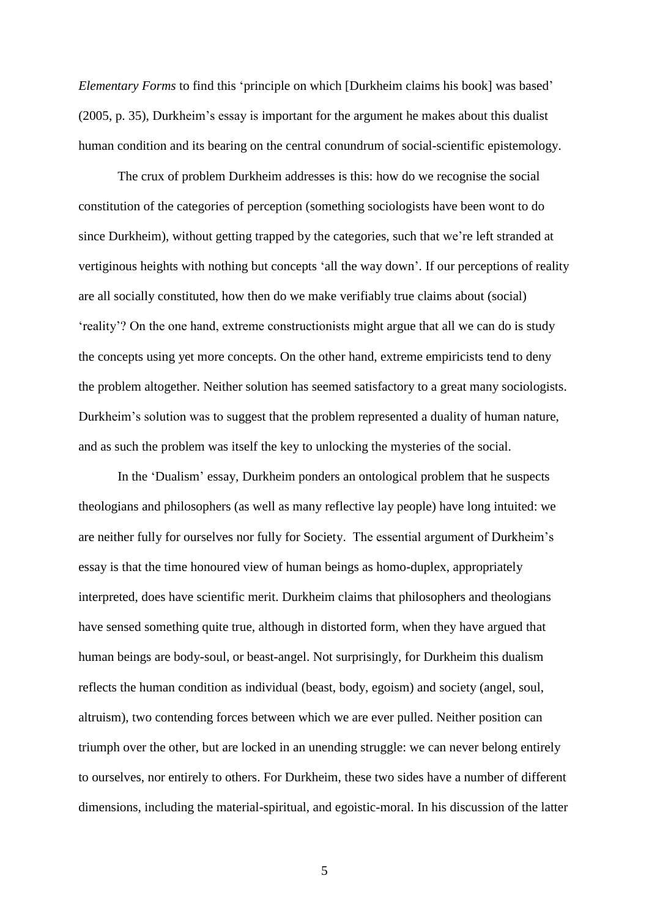*Elementary Forms* to find this 'principle on which [Durkheim claims his book] was based' (2005, p. 35), Durkheim's essay is important for the argument he makes about this dualist human condition and its bearing on the central conundrum of social-scientific epistemology.

The crux of problem Durkheim addresses is this: how do we recognise the social constitution of the categories of perception (something sociologists have been wont to do since Durkheim), without getting trapped by the categories, such that we're left stranded at vertiginous heights with nothing but concepts 'all the way down'. If our perceptions of reality are all socially constituted, how then do we make verifiably true claims about (social) 'reality'? On the one hand, extreme constructionists might argue that all we can do is study the concepts using yet more concepts. On the other hand, extreme empiricists tend to deny the problem altogether. Neither solution has seemed satisfactory to a great many sociologists. Durkheim's solution was to suggest that the problem represented a duality of human nature, and as such the problem was itself the key to unlocking the mysteries of the social.

In the 'Dualism' essay, Durkheim ponders an ontological problem that he suspects theologians and philosophers (as well as many reflective lay people) have long intuited: we are neither fully for ourselves nor fully for Society. The essential argument of Durkheim's essay is that the time honoured view of human beings as homo-duplex, appropriately interpreted, does have scientific merit. Durkheim claims that philosophers and theologians have sensed something quite true, although in distorted form, when they have argued that human beings are body-soul, or beast-angel. Not surprisingly, for Durkheim this dualism reflects the human condition as individual (beast, body, egoism) and society (angel, soul, altruism), two contending forces between which we are ever pulled. Neither position can triumph over the other, but are locked in an unending struggle: we can never belong entirely to ourselves, nor entirely to others. For Durkheim, these two sides have a number of different dimensions, including the material-spiritual, and egoistic-moral. In his discussion of the latter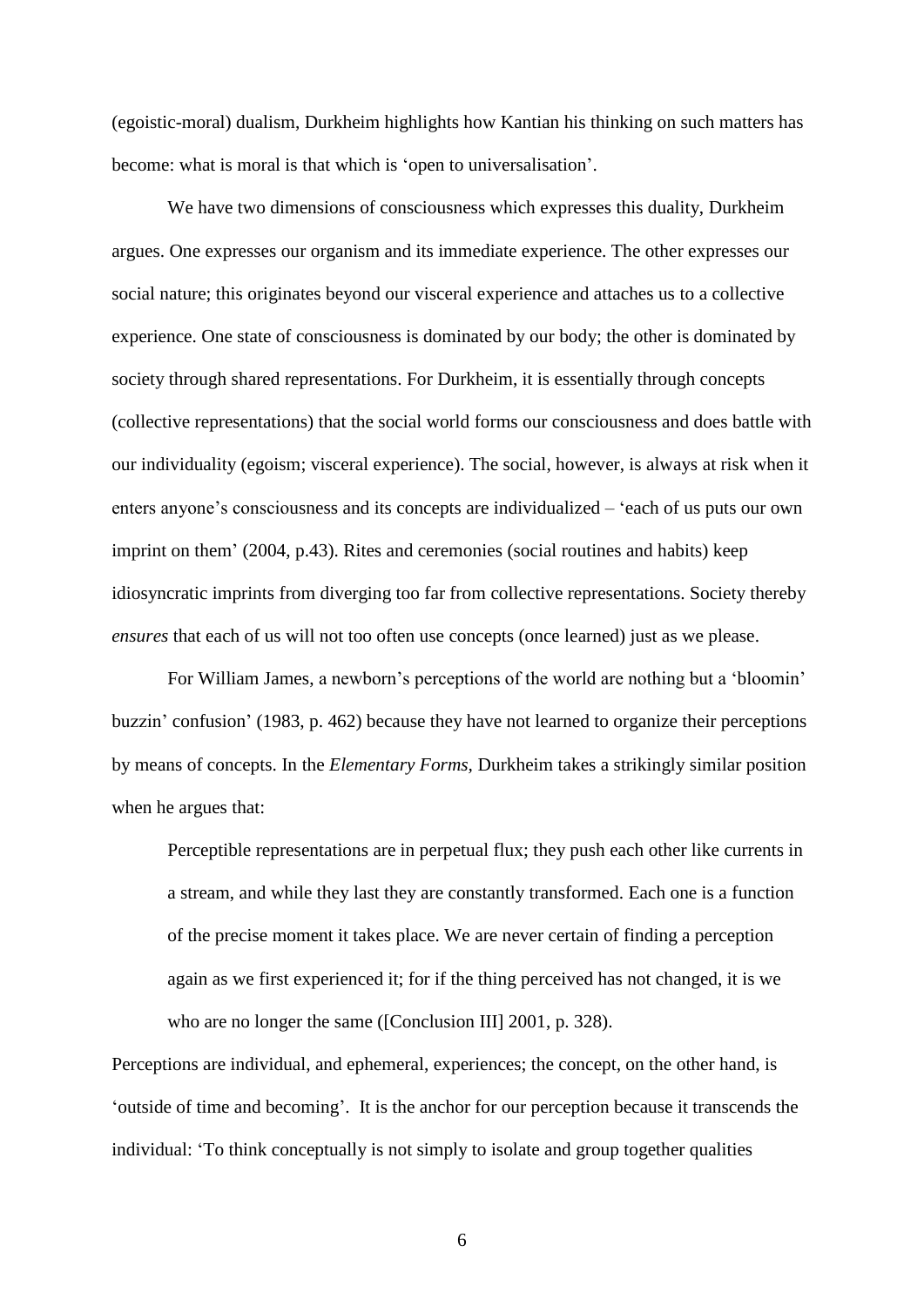(egoistic-moral) dualism, Durkheim highlights how Kantian his thinking on such matters has become: what is moral is that which is 'open to universalisation'.

We have two dimensions of consciousness which expresses this duality, Durkheim argues. One expresses our organism and its immediate experience. The other expresses our social nature; this originates beyond our visceral experience and attaches us to a collective experience. One state of consciousness is dominated by our body; the other is dominated by society through shared representations. For Durkheim, it is essentially through concepts (collective representations) that the social world forms our consciousness and does battle with our individuality (egoism; visceral experience). The social, however, is always at risk when it enters anyone's consciousness and its concepts are individualized – 'each of us puts our own imprint on them' (2004, p.43). Rites and ceremonies (social routines and habits) keep idiosyncratic imprints from diverging too far from collective representations. Society thereby *ensures* that each of us will not too often use concepts (once learned) just as we please.

For William James, a newborn's perceptions of the world are nothing but a 'bloomin' buzzin' confusion' (1983, p. 462) because they have not learned to organize their perceptions by means of concepts. In the *Elementary Forms,* Durkheim takes a strikingly similar position when he argues that:

> Perceptible representations are in perpetual flux; they push each other like currents in a stream, and while they last they are constantly transformed. Each one is a function of the precise moment it takes place. We are never certain of finding a perception again as we first experienced it; for if the thing perceived has not changed, it is we who are no longer the same ([Conclusion III] 2001, p. 328).

Perceptions are individual, and ephemeral, experiences; the concept, on the other hand, is 'outside of time and becoming'. It is the anchor for our perception because it transcends the individual: 'To think conceptually is not simply to isolate and group together qualities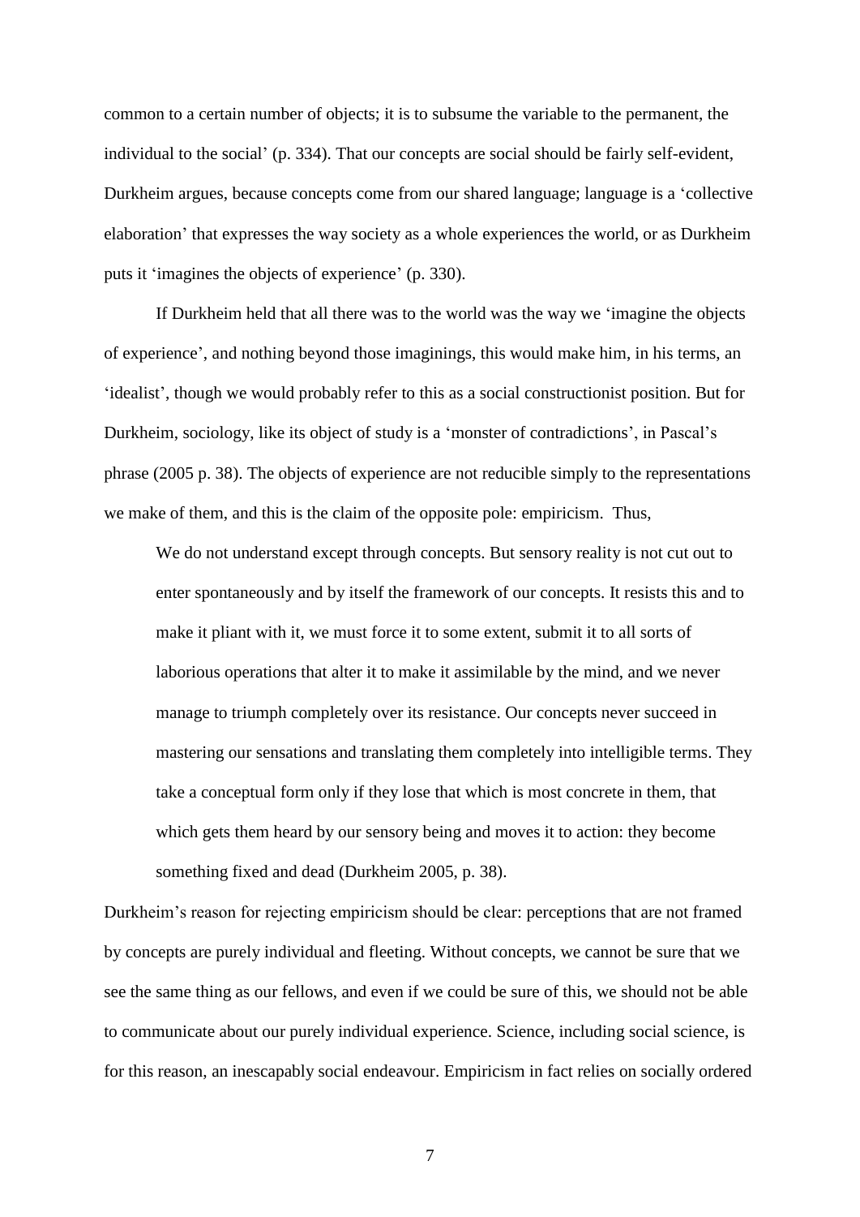common to a certain number of objects; it is to subsume the variable to the permanent, the individual to the social' (p. 334). That our concepts are social should be fairly self-evident, Durkheim argues, because concepts come from our shared language; language is a 'collective elaboration' that expresses the way society as a whole experiences the world, or as Durkheim puts it 'imagines the objects of experience' (p. 330).

If Durkheim held that all there was to the world was the way we 'imagine the objects of experience', and nothing beyond those imaginings, this would make him, in his terms, an 'idealist', though we would probably refer to this as a social constructionist position. But for Durkheim, sociology, like its object of study is a 'monster of contradictions', in Pascal's phrase (2005 p. 38). The objects of experience are not reducible simply to the representations we make of them, and this is the claim of the opposite pole: empiricism. Thus,

> We do not understand except through concepts. But sensory reality is not cut out to enter spontaneously and by itself the framework of our concepts. It resists this and to make it pliant with it, we must force it to some extent, submit it to all sorts of laborious operations that alter it to make it assimilable by the mind, and we never manage to triumph completely over its resistance. Our concepts never succeed in mastering our sensations and translating them completely into intelligible terms. They take a conceptual form only if they lose that which is most concrete in them, that which gets them heard by our sensory being and moves it to action: they become something fixed and dead (Durkheim 2005, p. 38).

Durkheim's reason for rejecting empiricism should be clear: perceptions that are not framed by concepts are purely individual and fleeting. Without concepts, we cannot be sure that we see the same thing as our fellows, and even if we could be sure of this, we should not be able to communicate about our purely individual experience. Science, including social science, is for this reason, an inescapably social endeavour. Empiricism in fact relies on socially ordered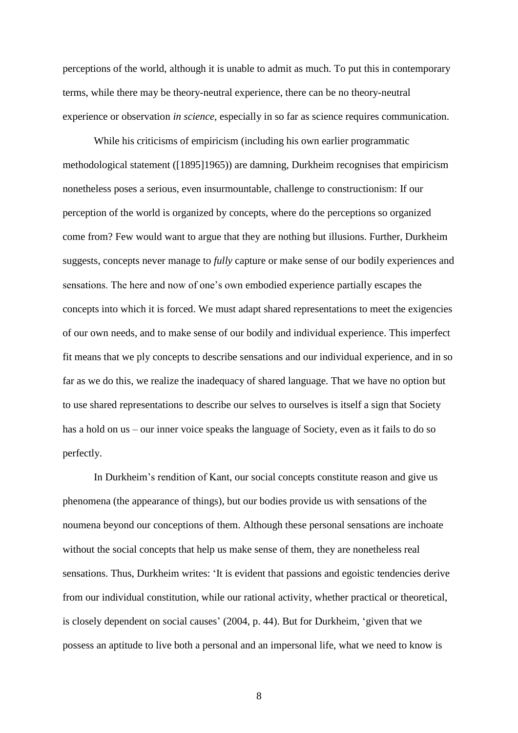perceptions of the world, although it is unable to admit as much. To put this in contemporary terms, while there may be theory-neutral experience, there can be no theory-neutral experience or observation *in science*, especially in so far as science requires communication.

While his criticisms of empiricism (including his own earlier programmatic methodological statement ([1895]1965)) are damning, Durkheim recognises that empiricism nonetheless poses a serious, even insurmountable, challenge to constructionism: If our perception of the world is organized by concepts, where do the perceptions so organized come from? Few would want to argue that they are nothing but illusions. Further, Durkheim suggests, concepts never manage to *fully* capture or make sense of our bodily experiences and sensations. The here and now of one's own embodied experience partially escapes the concepts into which it is forced. We must adapt shared representations to meet the exigencies of our own needs, and to make sense of our bodily and individual experience. This imperfect fit means that we ply concepts to describe sensations and our individual experience, and in so far as we do this, we realize the inadequacy of shared language. That we have no option but to use shared representations to describe our selves to ourselves is itself a sign that Society has a hold on us – our inner voice speaks the language of Society, even as it fails to do so perfectly.

In Durkheim's rendition of Kant, our social concepts constitute reason and give us phenomena (the appearance of things), but our bodies provide us with sensations of the noumena beyond our conceptions of them. Although these personal sensations are inchoate without the social concepts that help us make sense of them, they are nonetheless real sensations. Thus, Durkheim writes: 'It is evident that passions and egoistic tendencies derive from our individual constitution, while our rational activity, whether practical or theoretical, is closely dependent on social causes' (2004, p. 44). But for Durkheim, 'given that we possess an aptitude to live both a personal and an impersonal life, what we need to know is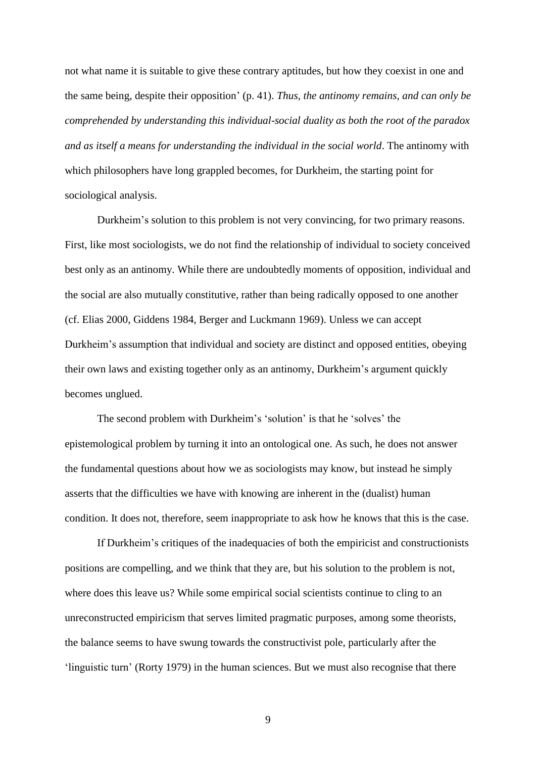not what name it is suitable to give these contrary aptitudes, but how they coexist in one and the same being, despite their opposition' (p. 41). *Thus, the antinomy remains, and can only be comprehended by understanding this individual-social duality as both the root of the paradox and as itself a means for understanding the individual in the social world*. The antinomy with which philosophers have long grappled becomes, for Durkheim, the starting point for sociological analysis.

Durkheim's solution to this problem is not very convincing, for two primary reasons. First, like most sociologists, we do not find the relationship of individual to society conceived best only as an antinomy. While there are undoubtedly moments of opposition, individual and the social are also mutually constitutive, rather than being radically opposed to one another (cf. Elias 2000, Giddens 1984, Berger and Luckmann 1969). Unless we can accept Durkheim's assumption that individual and society are distinct and opposed entities, obeying their own laws and existing together only as an antinomy, Durkheim's argument quickly becomes unglued.

The second problem with Durkheim's 'solution' is that he 'solves' the epistemological problem by turning it into an ontological one. As such, he does not answer the fundamental questions about how we as sociologists may know, but instead he simply asserts that the difficulties we have with knowing are inherent in the (dualist) human condition. It does not, therefore, seem inappropriate to ask how he knows that this is the case.

If Durkheim's critiques of the inadequacies of both the empiricist and constructionists positions are compelling, and we think that they are, but his solution to the problem is not, where does this leave us? While some empirical social scientists continue to cling to an unreconstructed empiricism that serves limited pragmatic purposes, among some theorists, the balance seems to have swung towards the constructivist pole, particularly after the 'linguistic turn' (Rorty 1979) in the human sciences. But we must also recognise that there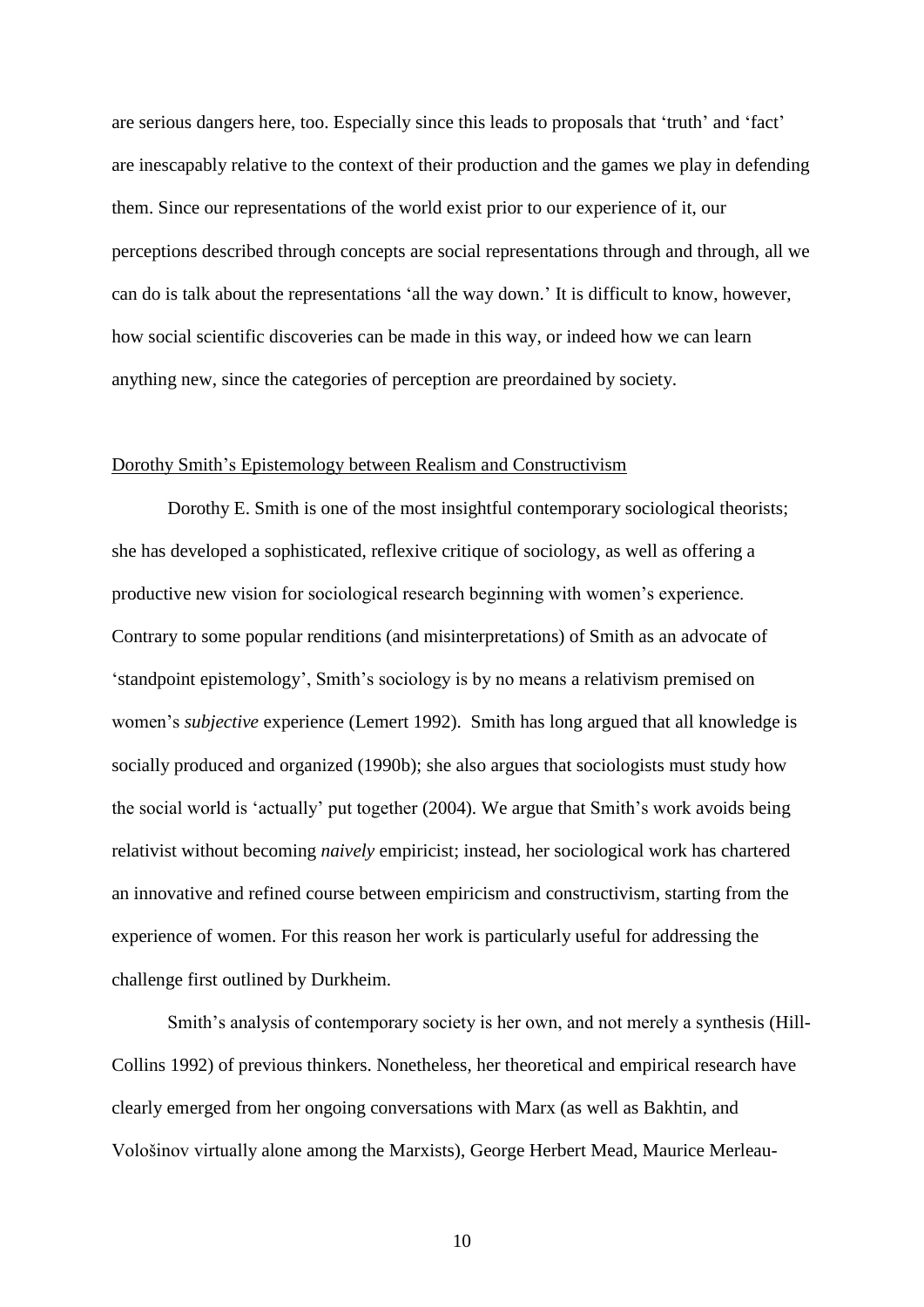are serious dangers here, too. Especially since this leads to proposals that 'truth' and 'fact' are inescapably relative to the context of their production and the games we play in defending them. Since our representations of the world exist prior to our experience of it, our perceptions described through concepts are social representations through and through, all we can do is talk about the representations 'all the way down.' It is difficult to know, however, how social scientific discoveries can be made in this way, or indeed how we can learn anything new, since the categories of perception are preordained by society.

## Dorothy Smith's Epistemology between Realism and Constructivism

Dorothy E. Smith is one of the most insightful contemporary sociological theorists; she has developed a sophisticated, reflexive critique of sociology, as well as offering a productive new vision for sociological research beginning with women's experience. Contrary to some popular renditions (and misinterpretations) of Smith as an advocate of 'standpoint epistemology', Smith's sociology is by no means a relativism premised on women's *subjective* experience (Lemert 1992). Smith has long argued that all knowledge is socially produced and organized (1990b); she also argues that sociologists must study how the social world is 'actually' put together (2004). We argue that Smith's work avoids being relativist without becoming *naively* empiricist; instead, her sociological work has chartered an innovative and refined course between empiricism and constructivism, starting from the experience of women. For this reason her work is particularly useful for addressing the challenge first outlined by Durkheim.

Smith's analysis of contemporary society is her own, and not merely a synthesis (Hill-Collins 1992) of previous thinkers. Nonetheless, her theoretical and empirical research have clearly emerged from her ongoing conversations with Marx (as well as Bakhtin, and Vološinov virtually alone among the Marxists), George Herbert Mead, Maurice Merleau-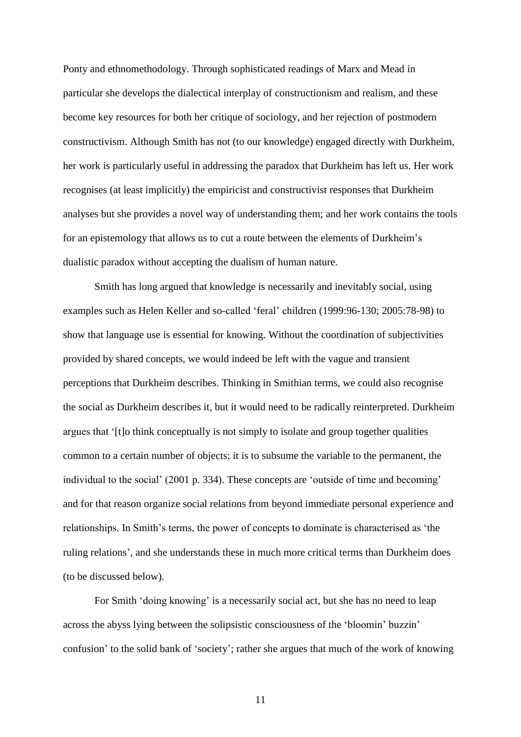Ponty and ethnomethodology. Through sophisticated readings of Marx and Mead in particular she develops the dialectical interplay of constructionism and realism, and these become key resources for both her critique of sociology, and her rejection of postmodern constructivism. Although Smith has not (to our knowledge) engaged directly with Durkheim, her work is particularly useful in addressing the paradox that Durkheim has left us. Her work recognises (at least implicitly) the empiricist and constructivist responses that Durkheim analyses but she provides a novel way of understanding them; and her work contains the tools for an epistemology that allows us to cut a route between the elements of Durkheim's dualistic paradox without accepting the dualism of human nature.

Smith has long argued that knowledge is necessarily and inevitably social, using examples such as Helen Keller and so-called 'feral' children (1999:96-130; 2005:78-98) to show that language use is essential for knowing. Without the coordination of subjectivities provided by shared concepts, we would indeed be left with the vague and transient perceptions that Durkheim describes. Thinking in Smithian terms, we could also recognise the social as Durkheim describes it, but it would need to be radically reinterpreted. Durkheim argues that '[t]o think conceptually is not simply to isolate and group together qualities common to a certain number of objects; it is to subsume the variable to the permanent, the individual to the social' (2001 p. 334). These concepts are 'outside of time and becoming' and for that reason organize social relations from beyond immediate personal experience and relationships. In Smith's terms, the power of concepts to dominate is characterised as 'the ruling relations', and she understands these in much more critical terms than Durkheim does (to be discussed below).

For Smith 'doing knowing' is a necessarily social act, but she has no need to leap across the abyss lying between the solipsistic consciousness of the 'bloomin' buzzin' confusion' to the solid bank of 'society'; rather she argues that much of the work of knowing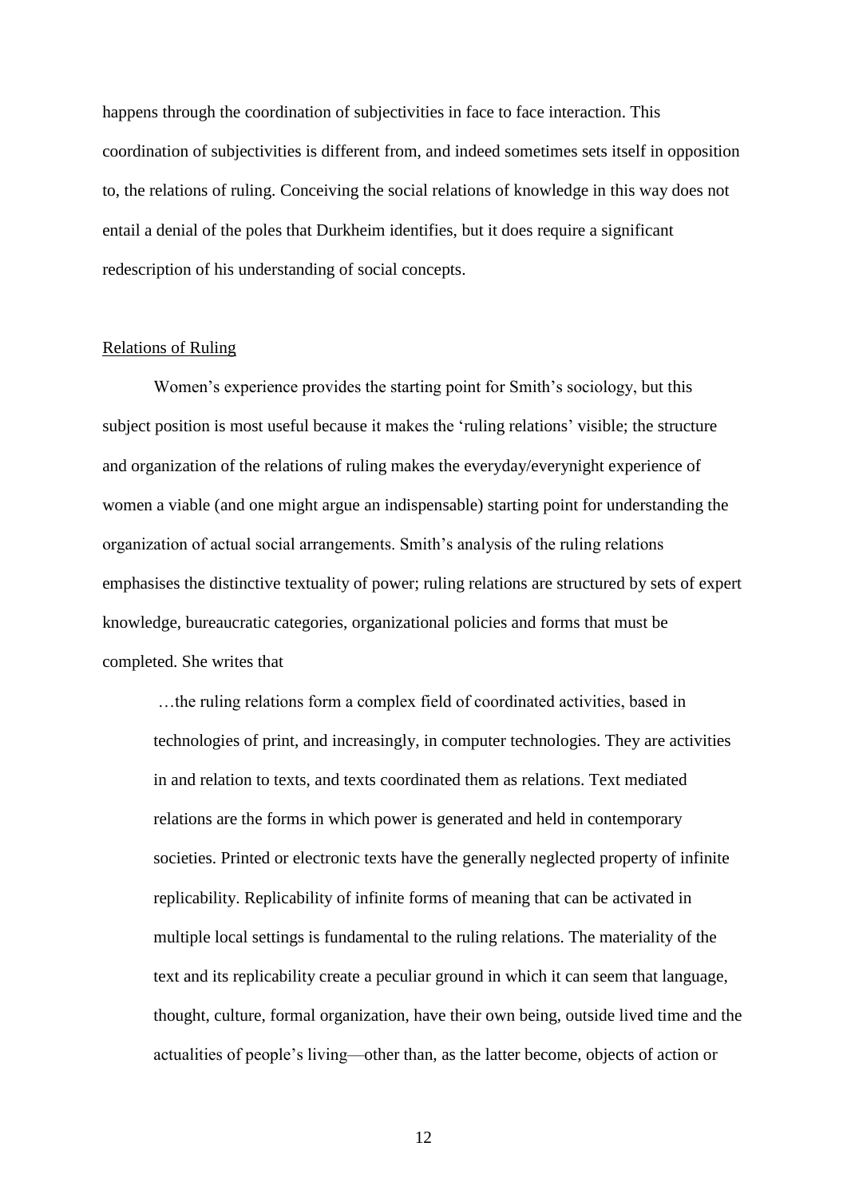happens through the coordination of subjectivities in face to face interaction. This coordination of subjectivities is different from, and indeed sometimes sets itself in opposition to, the relations of ruling. Conceiving the social relations of knowledge in this way does not entail a denial of the poles that Durkheim identifies, but it does require a significant redescription of his understanding of social concepts.

## Relations of Ruling

Women's experience provides the starting point for Smith's sociology, but this subject position is most useful because it makes the 'ruling relations' visible; the structure and organization of the relations of ruling makes the everyday/everynight experience of women a viable (and one might argue an indispensable) starting point for understanding the organization of actual social arrangements. Smith's analysis of the ruling relations emphasises the distinctive textuality of power; ruling relations are structured by sets of expert knowledge, bureaucratic categories, organizational policies and forms that must be completed. She writes that

> …the ruling relations form a complex field of coordinated activities, based in technologies of print, and increasingly, in computer technologies. They are activities in and relation to texts, and texts coordinated them as relations. Text mediated relations are the forms in which power is generated and held in contemporary societies. Printed or electronic texts have the generally neglected property of infinite replicability. Replicability of infinite forms of meaning that can be activated in multiple local settings is fundamental to the ruling relations. The materiality of the text and its replicability create a peculiar ground in which it can seem that language, thought, culture, formal organization, have their own being, outside lived time and the actualities of people's living—other than, as the latter become, objects of action or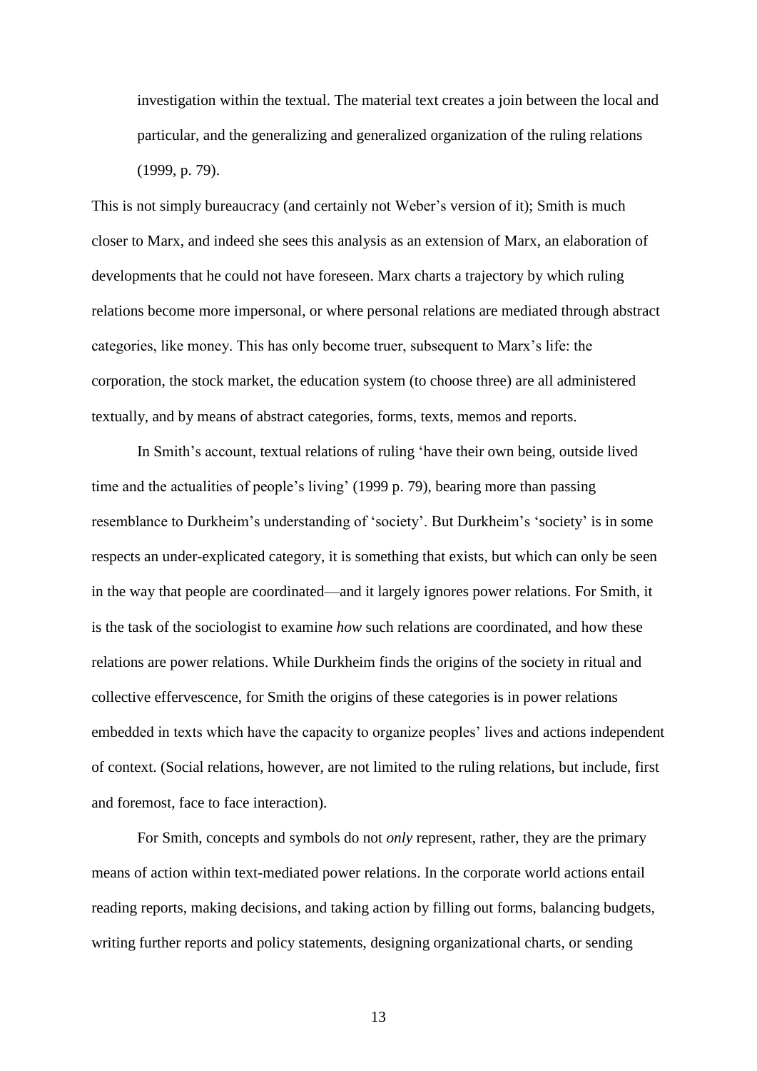> investigation within the textual. The material text creates a join between the local and particular, and the generalizing and generalized organization of the ruling relations (1999, p. 79).

This is not simply bureaucracy (and certainly not Weber's version of it); Smith is much closer to Marx, and indeed she sees this analysis as an extension of Marx, an elaboration of developments that he could not have foreseen. Marx charts a trajectory by which ruling relations become more impersonal, or where personal relations are mediated through abstract categories, like money. This has only become truer, subsequent to Marx's life: the corporation, the stock market, the education system (to choose three) are all administered textually, and by means of abstract categories, forms, texts, memos and reports.

In Smith's account, textual relations of ruling 'have their own being, outside lived time and the actualities of people's living' (1999 p. 79), bearing more than passing resemblance to Durkheim's understanding of 'society'. But Durkheim's 'society' is in some respects an under-explicated category, it is something that exists, but which can only be seen in the way that people are coordinated—and it largely ignores power relations. For Smith, it is the task of the sociologist to examine *how* such relations are coordinated, and how these relations are power relations. While Durkheim finds the origins of the society in ritual and collective effervescence, for Smith the origins of these categories is in power relations embedded in texts which have the capacity to organize peoples' lives and actions independent of context. (Social relations, however, are not limited to the ruling relations, but include, first and foremost, face to face interaction).

For Smith, concepts and symbols do not *only* represent, rather, they are the primary means of action within text-mediated power relations. In the corporate world actions entail reading reports, making decisions, and taking action by filling out forms, balancing budgets, writing further reports and policy statements, designing organizational charts, or sending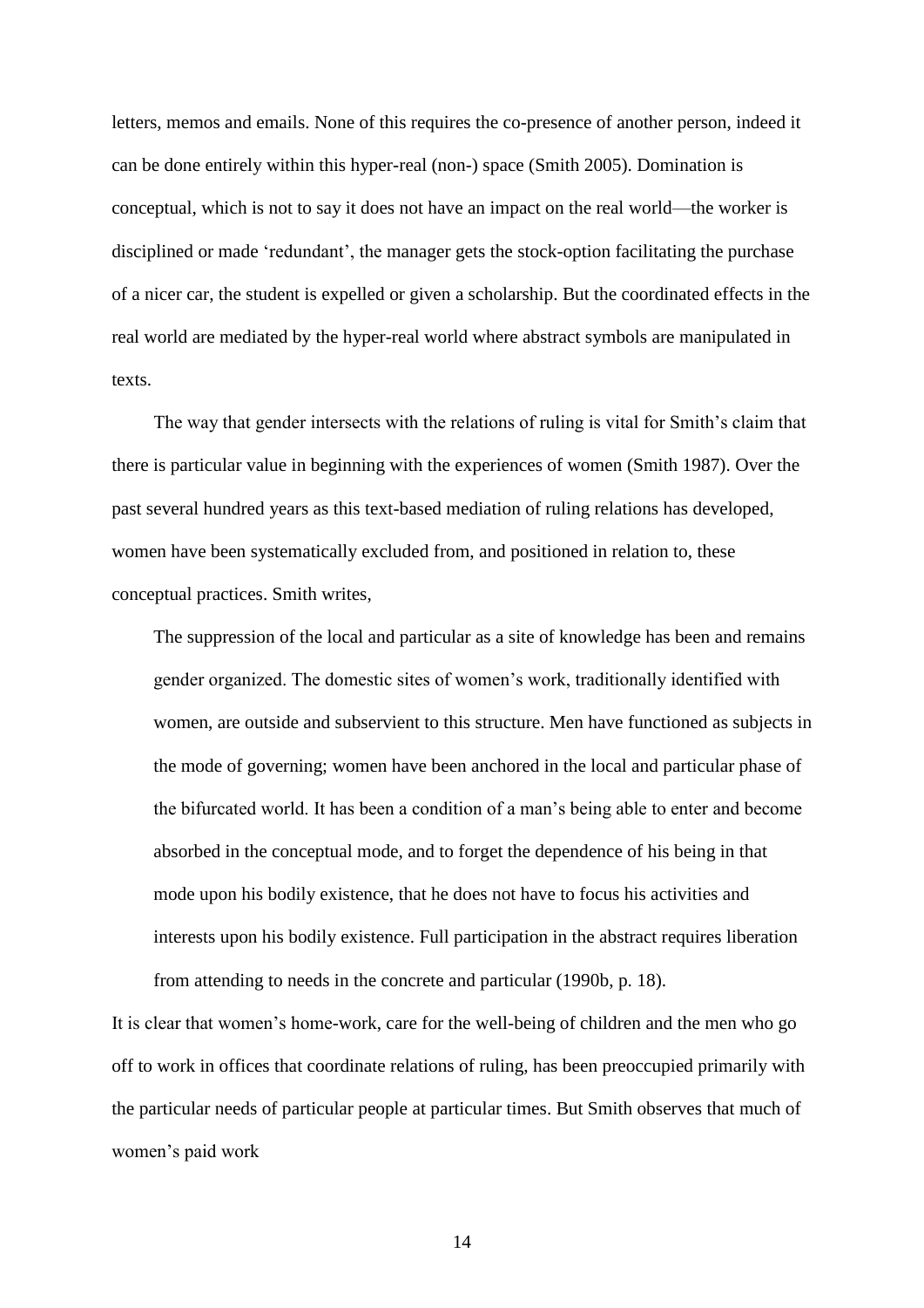letters, memos and emails. None of this requires the co-presence of another person, indeed it can be done entirely within this hyper-real (non-) space (Smith 2005). Domination is conceptual, which is not to say it does not have an impact on the real world—the worker is disciplined or made 'redundant', the manager gets the stock-option facilitating the purchase of a nicer car, the student is expelled or given a scholarship. But the coordinated effects in the real world are mediated by the hyper-real world where abstract symbols are manipulated in texts.

The way that gender intersects with the relations of ruling is vital for Smith's claim that there is particular value in beginning with the experiences of women (Smith 1987). Over the past several hundred years as this text-based mediation of ruling relations has developed, women have been systematically excluded from, and positioned in relation to, these conceptual practices. Smith writes,

> The suppression of the local and particular as a site of knowledge has been and remains gender organized. The domestic sites of women's work, traditionally identified with women, are outside and subservient to this structure. Men have functioned as subjects in the mode of governing; women have been anchored in the local and particular phase of the bifurcated world. It has been a condition of a man's being able to enter and become absorbed in the conceptual mode, and to forget the dependence of his being in that mode upon his bodily existence, that he does not have to focus his activities and interests upon his bodily existence. Full participation in the abstract requires liberation from attending to needs in the concrete and particular (1990b, p. 18).

It is clear that women's home-work, care for the well-being of children and the men who go off to work in offices that coordinate relations of ruling, has been preoccupied primarily with the particular needs of particular people at particular times. But Smith observes that much of women's paid work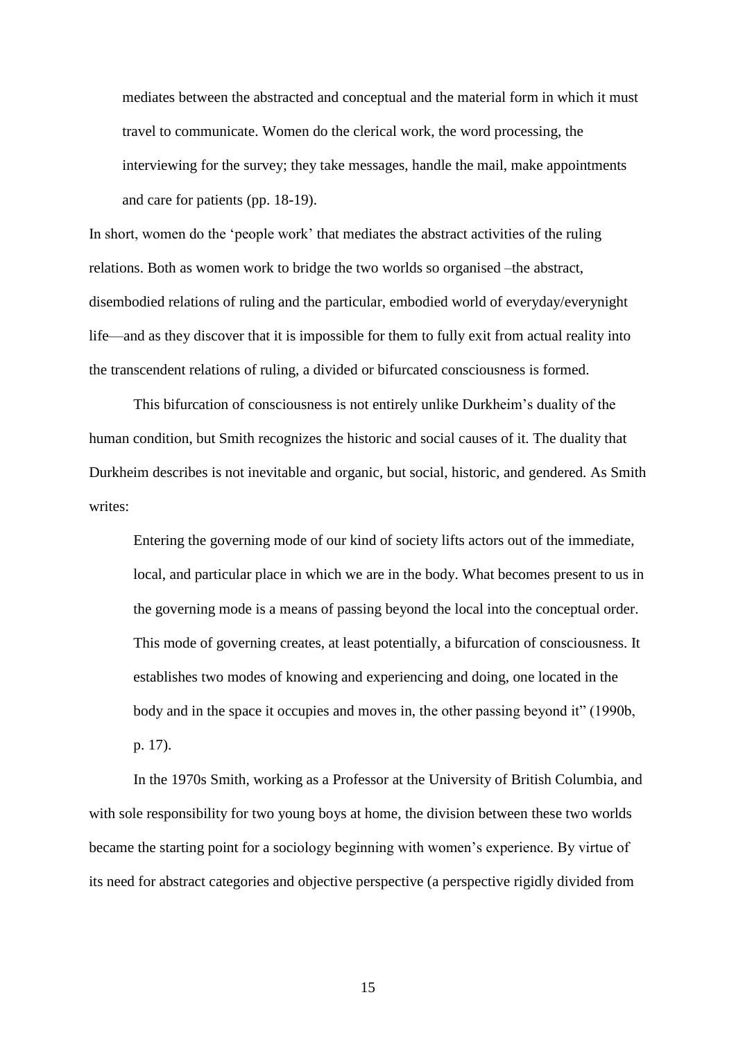> mediates between the abstracted and conceptual and the material form in which it must travel to communicate. Women do the clerical work, the word processing, the interviewing for the survey; they take messages, handle the mail, make appointments and care for patients (pp. 18-19).

In short, women do the 'people work' that mediates the abstract activities of the ruling relations. Both as women work to bridge the two worlds so organised –the abstract, disembodied relations of ruling and the particular, embodied world of everyday/everynight life—and as they discover that it is impossible for them to fully exit from actual reality into the transcendent relations of ruling, a divided or bifurcated consciousness is formed.

This bifurcation of consciousness is not entirely unlike Durkheim's duality of the human condition, but Smith recognizes the historic and social causes of it. The duality that Durkheim describes is not inevitable and organic, but social, historic, and gendered. As Smith writes:

> Entering the governing mode of our kind of society lifts actors out of the immediate, local, and particular place in which we are in the body. What becomes present to us in the governing mode is a means of passing beyond the local into the conceptual order. This mode of governing creates, at least potentially, a bifurcation of consciousness. It establishes two modes of knowing and experiencing and doing, one located in the body and in the space it occupies and moves in, the other passing beyond it" (1990b, p. 17).

In the 1970s Smith, working as a Professor at the University of British Columbia, and with sole responsibility for two young boys at home, the division between these two worlds became the starting point for a sociology beginning with women's experience. By virtue of its need for abstract categories and objective perspective (a perspective rigidly divided from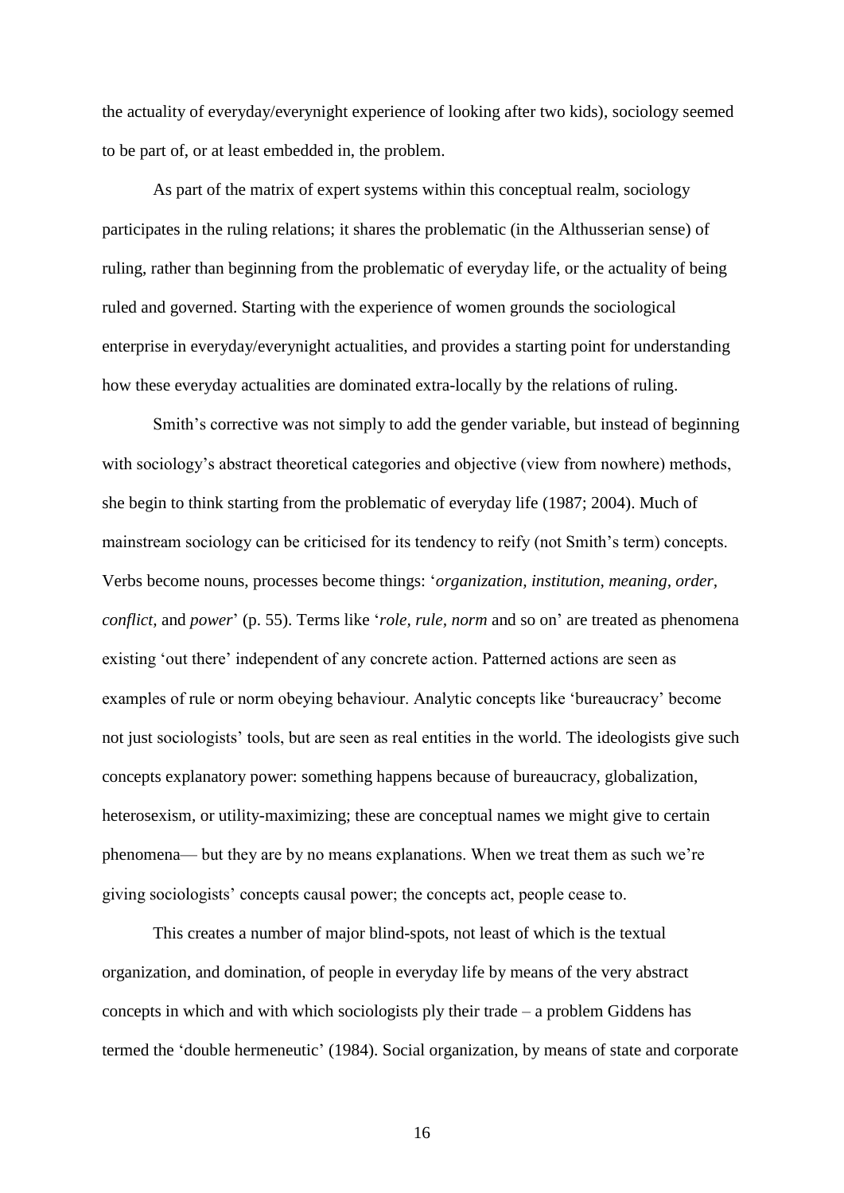the actuality of everyday/everynight experience of looking after two kids), sociology seemed to be part of, or at least embedded in, the problem.

As part of the matrix of expert systems within this conceptual realm, sociology participates in the ruling relations; it shares the problematic (in the Althusserian sense) of ruling, rather than beginning from the problematic of everyday life, or the actuality of being ruled and governed. Starting with the experience of women grounds the sociological enterprise in everyday/everynight actualities, and provides a starting point for understanding how these everyday actualities are dominated extra-locally by the relations of ruling.

Smith's corrective was not simply to add the gender variable, but instead of beginning with sociology's abstract theoretical categories and objective (view from nowhere) methods, she begin to think starting from the problematic of everyday life (1987; 2004). Much of mainstream sociology can be criticised for its tendency to reify (not Smith's term) concepts. Verbs become nouns, processes become things: '*organization, institution, meaning, order, conflict*, and *power*' (p. 55). Terms like '*role, rule, norm* and so on' are treated as phenomena existing 'out there' independent of any concrete action. Patterned actions are seen as examples of rule or norm obeying behaviour. Analytic concepts like 'bureaucracy' become not just sociologists' tools, but are seen as real entities in the world. The ideologists give such concepts explanatory power: something happens because of bureaucracy, globalization, heterosexism, or utility-maximizing; these are conceptual names we might give to certain phenomena— but they are by no means explanations. When we treat them as such we're giving sociologists' concepts causal power; the concepts act, people cease to.

This creates a number of major blind-spots, not least of which is the textual organization, and domination, of people in everyday life by means of the very abstract concepts in which and with which sociologists ply their trade – a problem Giddens has termed the 'double hermeneutic' (1984). Social organization, by means of state and corporate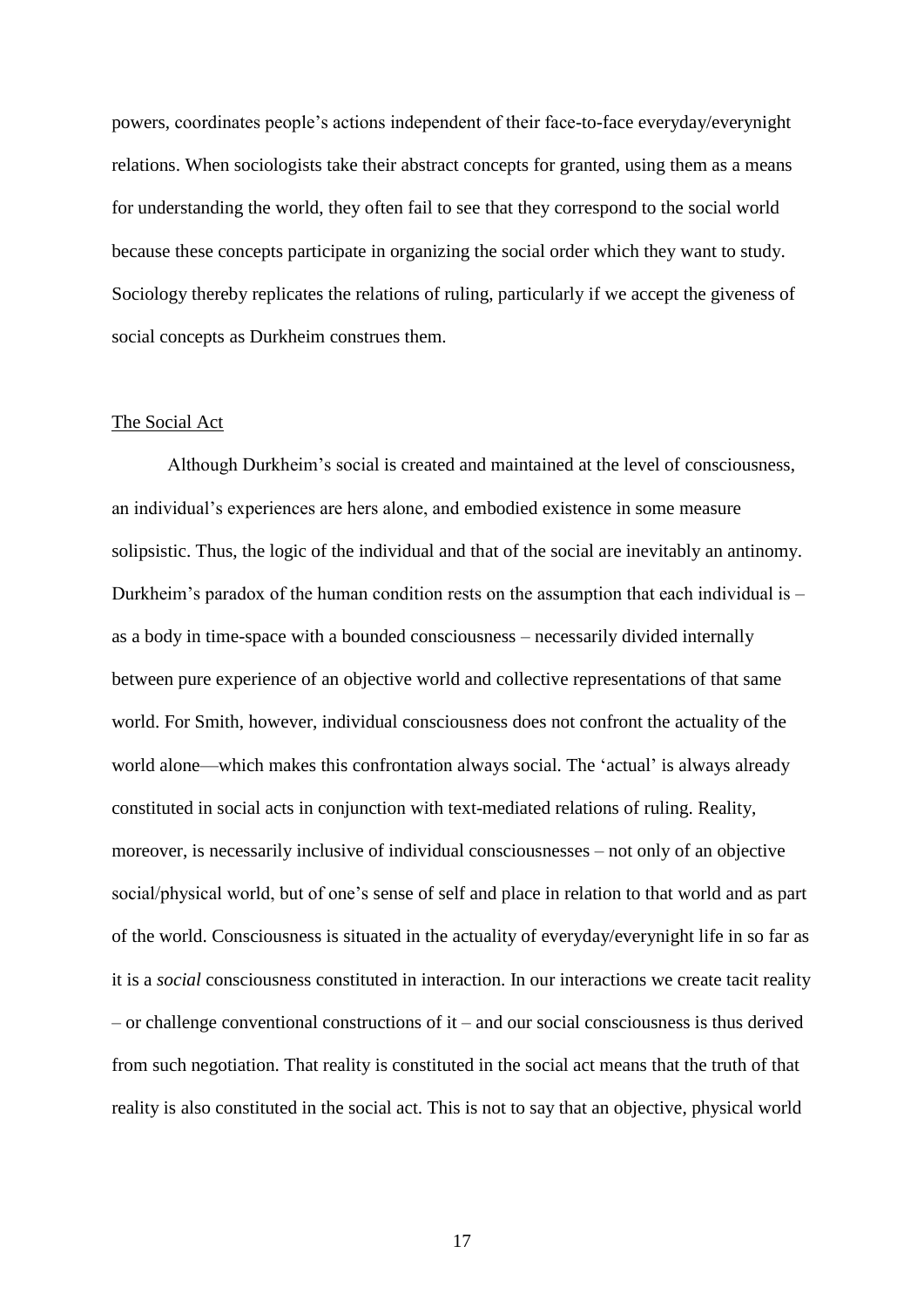powers, coordinates people's actions independent of their face-to-face everyday/everynight relations. When sociologists take their abstract concepts for granted, using them as a means for understanding the world, they often fail to see that they correspond to the social world because these concepts participate in organizing the social order which they want to study. Sociology thereby replicates the relations of ruling, particularly if we accept the giveness of social concepts as Durkheim construes them.

## The Social Act

Although Durkheim's social is created and maintained at the level of consciousness, an individual's experiences are hers alone, and embodied existence in some measure solipsistic. Thus, the logic of the individual and that of the social are inevitably an antinomy. Durkheim's paradox of the human condition rests on the assumption that each individual is – as a body in time-space with a bounded consciousness – necessarily divided internally between pure experience of an objective world and collective representations of that same world. For Smith, however, individual consciousness does not confront the actuality of the world alone—which makes this confrontation always social. The 'actual' is always already constituted in social acts in conjunction with text-mediated relations of ruling. Reality, moreover, is necessarily inclusive of individual consciousnesses – not only of an objective social/physical world, but of one's sense of self and place in relation to that world and as part of the world. Consciousness is situated in the actuality of everyday/everynight life in so far as it is a *social* consciousness constituted in interaction. In our interactions we create tacit reality – or challenge conventional constructions of it – and our social consciousness is thus derived from such negotiation. That reality is constituted in the social act means that the truth of that reality is also constituted in the social act. This is not to say that an objective, physical world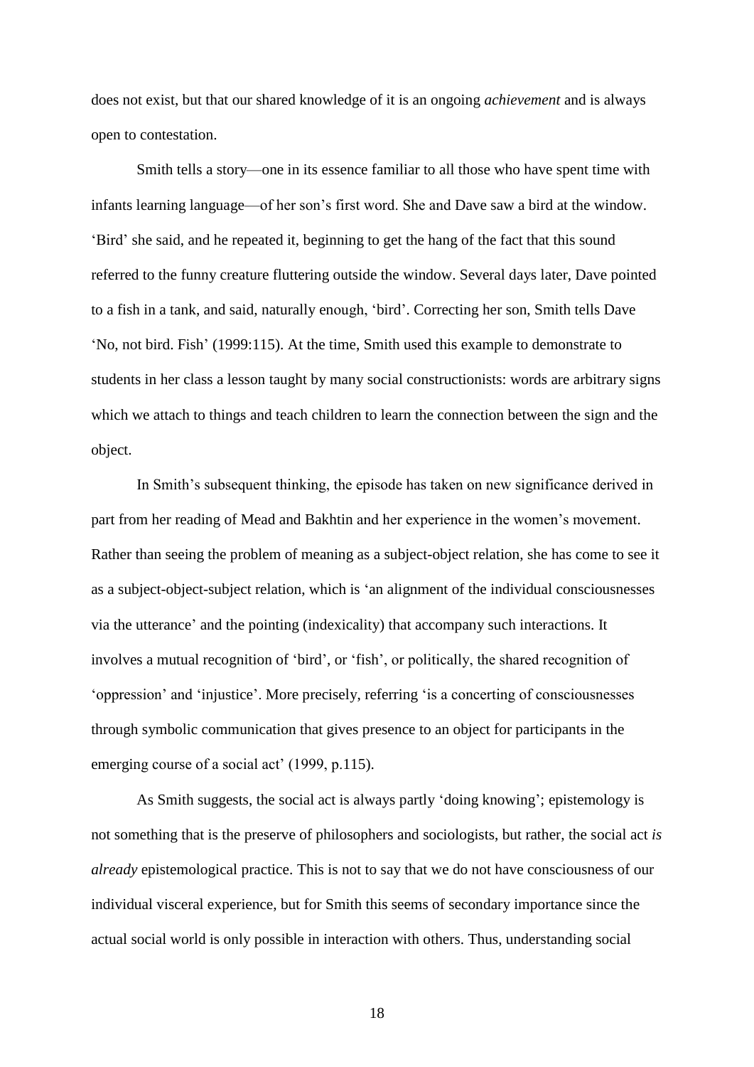does not exist, but that our shared knowledge of it is an ongoing *achievement* and is always open to contestation.

Smith tells a story—one in its essence familiar to all those who have spent time with infants learning language—of her son's first word. She and Dave saw a bird at the window. 'Bird' she said, and he repeated it, beginning to get the hang of the fact that this sound referred to the funny creature fluttering outside the window. Several days later, Dave pointed to a fish in a tank, and said, naturally enough, 'bird'. Correcting her son, Smith tells Dave 'No, not bird. Fish' (1999:115). At the time, Smith used this example to demonstrate to students in her class a lesson taught by many social constructionists: words are arbitrary signs which we attach to things and teach children to learn the connection between the sign and the object.

In Smith's subsequent thinking, the episode has taken on new significance derived in part from her reading of Mead and Bakhtin and her experience in the women's movement. Rather than seeing the problem of meaning as a subject-object relation, she has come to see it as a subject-object-subject relation, which is 'an alignment of the individual consciousnesses via the utterance' and the pointing (indexicality) that accompany such interactions. It involves a mutual recognition of 'bird', or 'fish', or politically, the shared recognition of 'oppression' and 'injustice'. More precisely, referring 'is a concerting of consciousnesses through symbolic communication that gives presence to an object for participants in the emerging course of a social act' (1999, p.115).

As Smith suggests, the social act is always partly 'doing knowing'; epistemology is not something that is the preserve of philosophers and sociologists, but rather, the social act *is already* epistemological practice. This is not to say that we do not have consciousness of our individual visceral experience, but for Smith this seems of secondary importance since the actual social world is only possible in interaction with others. Thus, understanding social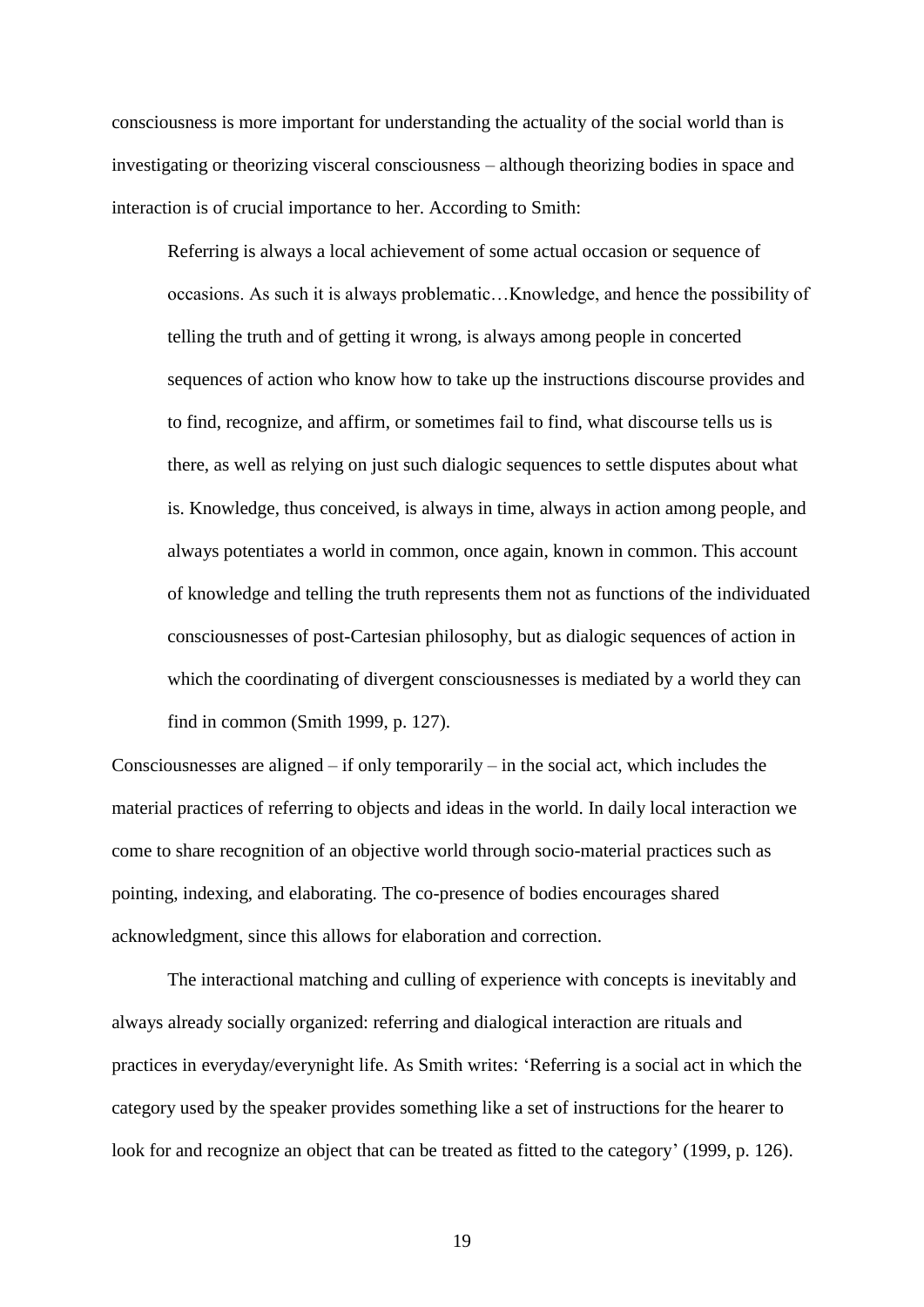consciousness is more important for understanding the actuality of the social world than is investigating or theorizing visceral consciousness – although theorizing bodies in space and interaction is of crucial importance to her. According to Smith:

> Referring is always a local achievement of some actual occasion or sequence of occasions. As such it is always problematic…Knowledge, and hence the possibility of telling the truth and of getting it wrong, is always among people in concerted sequences of action who know how to take up the instructions discourse provides and to find, recognize, and affirm, or sometimes fail to find, what discourse tells us is there, as well as relying on just such dialogic sequences to settle disputes about what is. Knowledge, thus conceived, is always in time, always in action among people, and always potentiates a world in common, once again, known in common. This account of knowledge and telling the truth represents them not as functions of the individuated consciousnesses of post-Cartesian philosophy, but as dialogic sequences of action in which the coordinating of divergent consciousnesses is mediated by a world they can find in common (Smith 1999, p. 127).

Consciousnesses are aligned – if only temporarily – in the social act, which includes the material practices of referring to objects and ideas in the world. In daily local interaction we come to share recognition of an objective world through socio-material practices such as pointing, indexing, and elaborating. The co-presence of bodies encourages shared acknowledgment, since this allows for elaboration and correction.

The interactional matching and culling of experience with concepts is inevitably and always already socially organized: referring and dialogical interaction are rituals and practices in everyday/everynight life. As Smith writes: 'Referring is a social act in which the category used by the speaker provides something like a set of instructions for the hearer to look for and recognize an object that can be treated as fitted to the category' (1999, p. 126).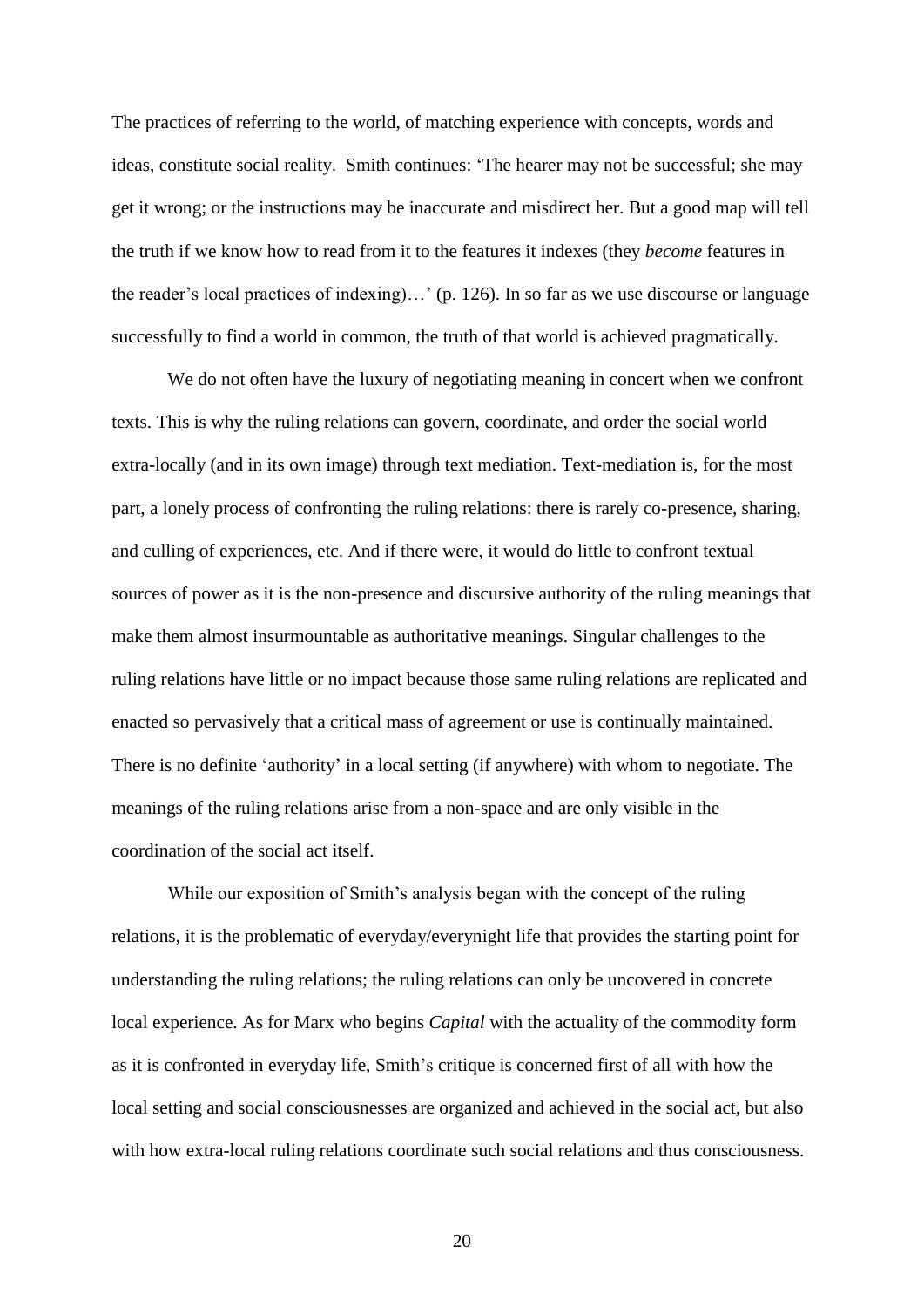The practices of referring to the world, of matching experience with concepts, words and ideas, constitute social reality. Smith continues: 'The hearer may not be successful; she may get it wrong; or the instructions may be inaccurate and misdirect her. But a good map will tell the truth if we know how to read from it to the features it indexes (they *become* features in the reader's local practices of indexing)…' (p. 126). In so far as we use discourse or language successfully to find a world in common, the truth of that world is achieved pragmatically.

We do not often have the luxury of negotiating meaning in concert when we confront texts. This is why the ruling relations can govern, coordinate, and order the social world extra-locally (and in its own image) through text mediation. Text-mediation is, for the most part, a lonely process of confronting the ruling relations: there is rarely co-presence, sharing, and culling of experiences, etc. And if there were, it would do little to confront textual sources of power as it is the non-presence and discursive authority of the ruling meanings that make them almost insurmountable as authoritative meanings. Singular challenges to the ruling relations have little or no impact because those same ruling relations are replicated and enacted so pervasively that a critical mass of agreement or use is continually maintained. There is no definite 'authority' in a local setting (if anywhere) with whom to negotiate. The meanings of the ruling relations arise from a non-space and are only visible in the coordination of the social act itself.

While our exposition of Smith's analysis began with the concept of the ruling relations, it is the problematic of everyday/everynight life that provides the starting point for understanding the ruling relations; the ruling relations can only be uncovered in concrete local experience. As for Marx who begins *Capital* with the actuality of the commodity form as it is confronted in everyday life, Smith's critique is concerned first of all with how the local setting and social consciousnesses are organized and achieved in the social act, but also with how extra-local ruling relations coordinate such social relations and thus consciousness.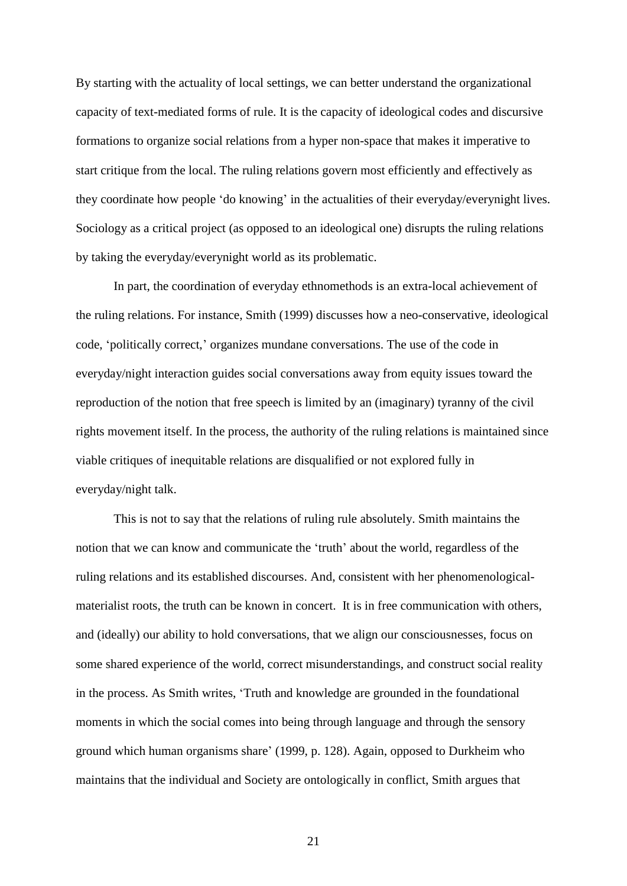By starting with the actuality of local settings, we can better understand the organizational capacity of text-mediated forms of rule. It is the capacity of ideological codes and discursive formations to organize social relations from a hyper non-space that makes it imperative to start critique from the local. The ruling relations govern most efficiently and effectively as they coordinate how people 'do knowing' in the actualities of their everyday/everynight lives. Sociology as a critical project (as opposed to an ideological one) disrupts the ruling relations by taking the everyday/everynight world as its problematic.

In part, the coordination of everyday ethnomethods is an extra-local achievement of the ruling relations. For instance, Smith (1999) discusses how a neo-conservative, ideological code, 'politically correct,' organizes mundane conversations. The use of the code in everyday/night interaction guides social conversations away from equity issues toward the reproduction of the notion that free speech is limited by an (imaginary) tyranny of the civil rights movement itself. In the process, the authority of the ruling relations is maintained since viable critiques of inequitable relations are disqualified or not explored fully in everyday/night talk.

This is not to say that the relations of ruling rule absolutely. Smith maintains the notion that we can know and communicate the 'truth' about the world, regardless of the ruling relations and its established discourses. And, consistent with her phenomenological-materialist roots, the truth can be known in concert. It is in free communication with others, and (ideally) our ability to hold conversations, that we align our consciousnesses, focus on some shared experience of the world, correct misunderstandings, and construct social reality in the process. As Smith writes, 'Truth and knowledge are grounded in the foundational moments in which the social comes into being through language and through the sensory ground which human organisms share' (1999, p. 128). Again, opposed to Durkheim who maintains that the individual and Society are ontologically in conflict, Smith argues that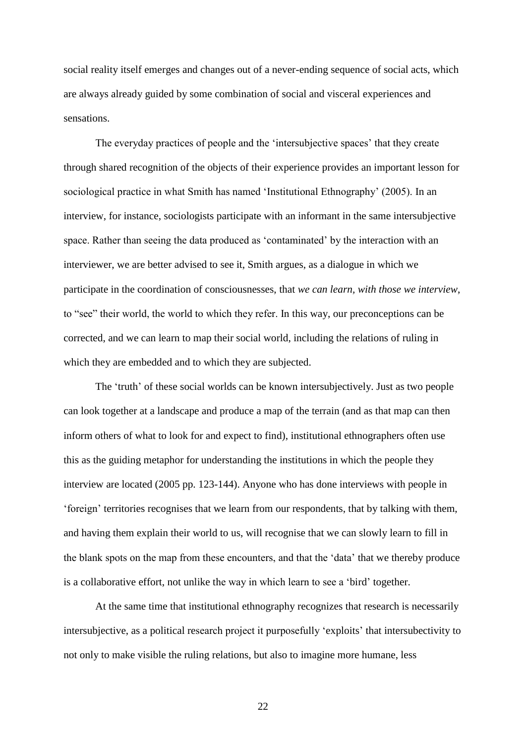social reality itself emerges and changes out of a never-ending sequence of social acts, which are always already guided by some combination of social and visceral experiences and sensations.

The everyday practices of people and the 'intersubjective spaces' that they create through shared recognition of the objects of their experience provides an important lesson for sociological practice in what Smith has named 'Institutional Ethnography' (2005). In an interview, for instance, sociologists participate with an informant in the same intersubjective space. Rather than seeing the data produced as 'contaminated' by the interaction with an interviewer, we are better advised to see it, Smith argues, as a dialogue in which we participate in the coordination of consciousnesses, that *we can learn, with those we interview*, to "see" their world, the world to which they refer. In this way, our preconceptions can be corrected, and we can learn to map their social world, including the relations of ruling in which they are embedded and to which they are subjected.

The 'truth' of these social worlds can be known intersubjectively. Just as two people can look together at a landscape and produce a map of the terrain (and as that map can then inform others of what to look for and expect to find), institutional ethnographers often use this as the guiding metaphor for understanding the institutions in which the people they interview are located (2005 pp. 123-144). Anyone who has done interviews with people in 'foreign' territories recognises that we learn from our respondents, that by talking with them, and having them explain their world to us, will recognise that we can slowly learn to fill in the blank spots on the map from these encounters, and that the 'data' that we thereby produce is a collaborative effort, not unlike the way in which learn to see a 'bird' together.

At the same time that institutional ethnography recognizes that research is necessarily intersubjective, as a political research project it purposefully 'exploits' that intersubectivity to not only to make visible the ruling relations, but also to imagine more humane, less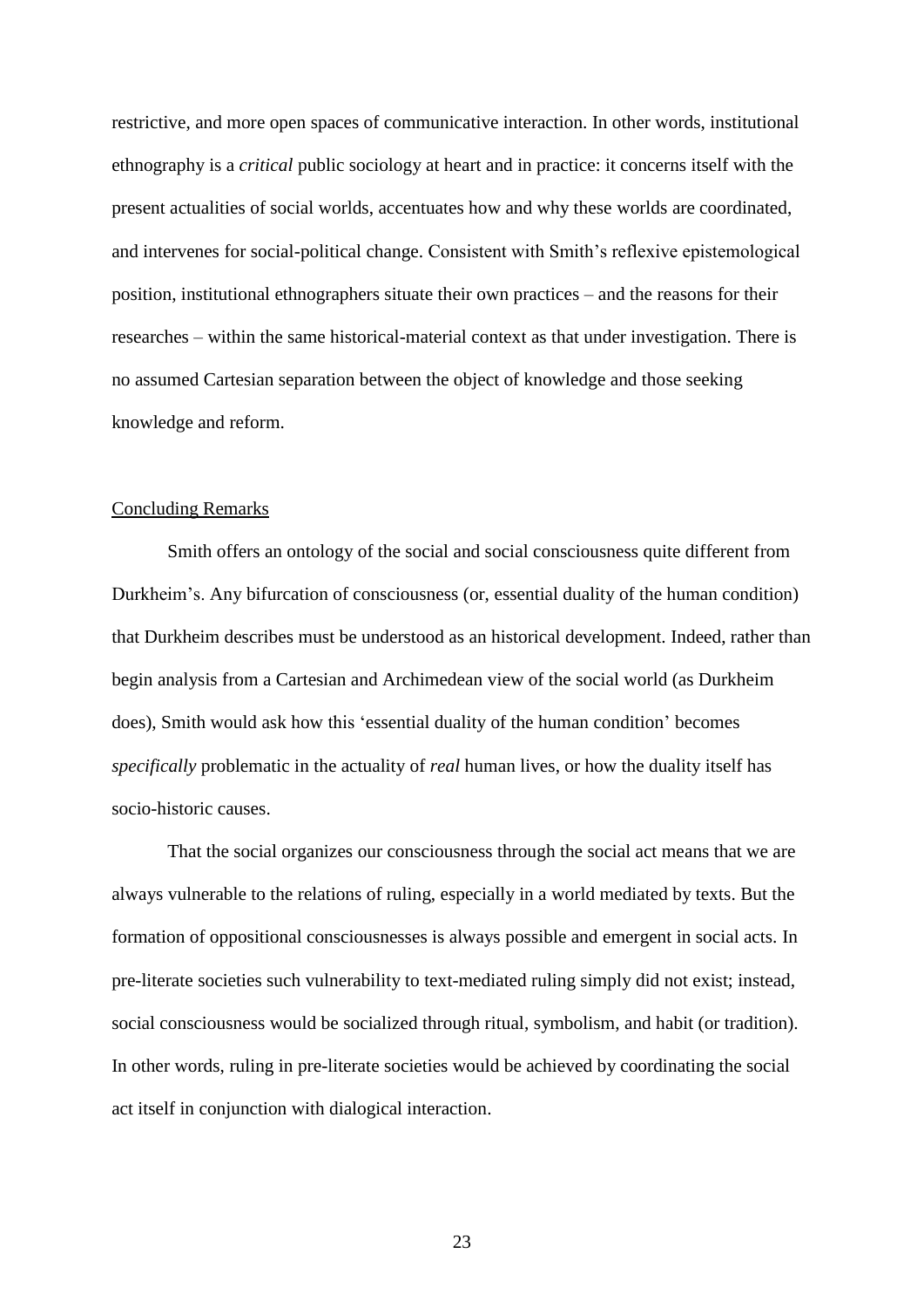restrictive, and more open spaces of communicative interaction. In other words, institutional ethnography is a *critical* public sociology at heart and in practice: it concerns itself with the present actualities of social worlds, accentuates how and why these worlds are coordinated, and intervenes for social-political change. Consistent with Smith's reflexive epistemological position, institutional ethnographers situate their own practices – and the reasons for their researches – within the same historical-material context as that under investigation. There is no assumed Cartesian separation between the object of knowledge and those seeking knowledge and reform.

## Concluding Remarks

Smith offers an ontology of the social and social consciousness quite different from Durkheim's. Any bifurcation of consciousness (or, essential duality of the human condition) that Durkheim describes must be understood as an historical development. Indeed, rather than begin analysis from a Cartesian and Archimedean view of the social world (as Durkheim does), Smith would ask how this 'essential duality of the human condition' becomes *specifically* problematic in the actuality of *real* human lives, or how the duality itself has socio-historic causes.

That the social organizes our consciousness through the social act means that we are always vulnerable to the relations of ruling, especially in a world mediated by texts. But the formation of oppositional consciousnesses is always possible and emergent in social acts. In pre-literate societies such vulnerability to text-mediated ruling simply did not exist; instead, social consciousness would be socialized through ritual, symbolism, and habit (or tradition). In other words, ruling in pre-literate societies would be achieved by coordinating the social act itself in conjunction with dialogical interaction.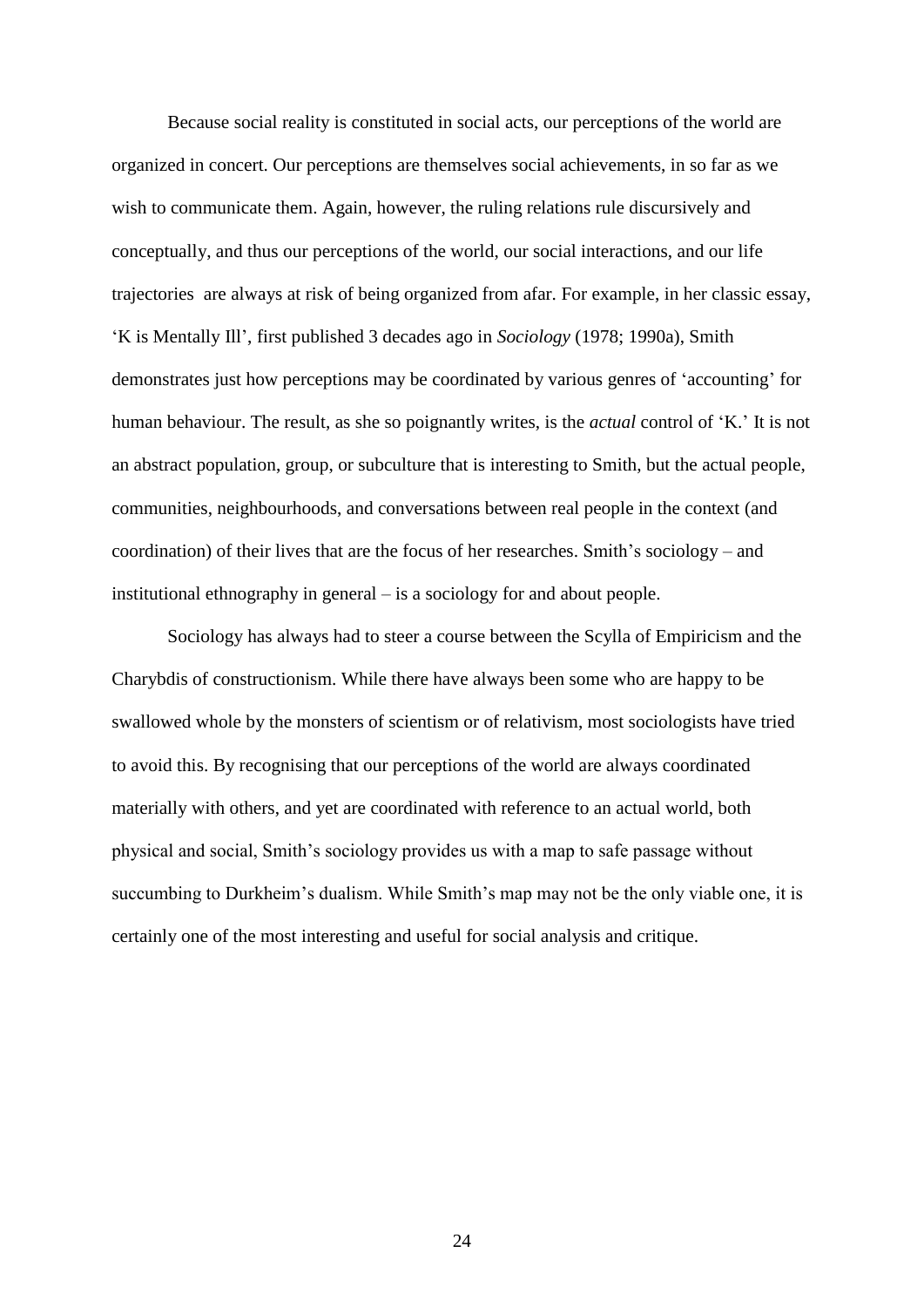Because social reality is constituted in social acts, our perceptions of the world are organized in concert. Our perceptions are themselves social achievements, in so far as we wish to communicate them. Again, however, the ruling relations rule discursively and conceptually, and thus our perceptions of the world, our social interactions, and our life trajectories  are always at risk of being organized from afar. For example, in her classic essay, 'K is Mentally Ill', first published 3 decades ago in *Sociology* (1978; 1990a), Smith demonstrates just how perceptions may be coordinated by various genres of 'accounting' for human behaviour. The result, as she so poignantly writes, is the *actual* control of 'K.' It is not an abstract population, group, or subculture that is interesting to Smith, but the actual people, communities, neighbourhoods, and conversations between real people in the context (and coordination) of their lives that are the focus of her researches. Smith's sociology – and institutional ethnography in general – is a sociology for and about people.

Sociology has always had to steer a course between the Scylla of Empiricism and the Charybdis of constructionism. While there have always been some who are happy to be swallowed whole by the monsters of scientism or of relativism, most sociologists have tried to avoid this. By recognising that our perceptions of the world are always coordinated materially with others, and yet are coordinated with reference to an actual world, both physical and social, Smith's sociology provides us with a map to safe passage without succumbing to Durkheim's dualism. While Smith's map may not be the only viable one, it is certainly one of the most interesting and useful for social analysis and critique.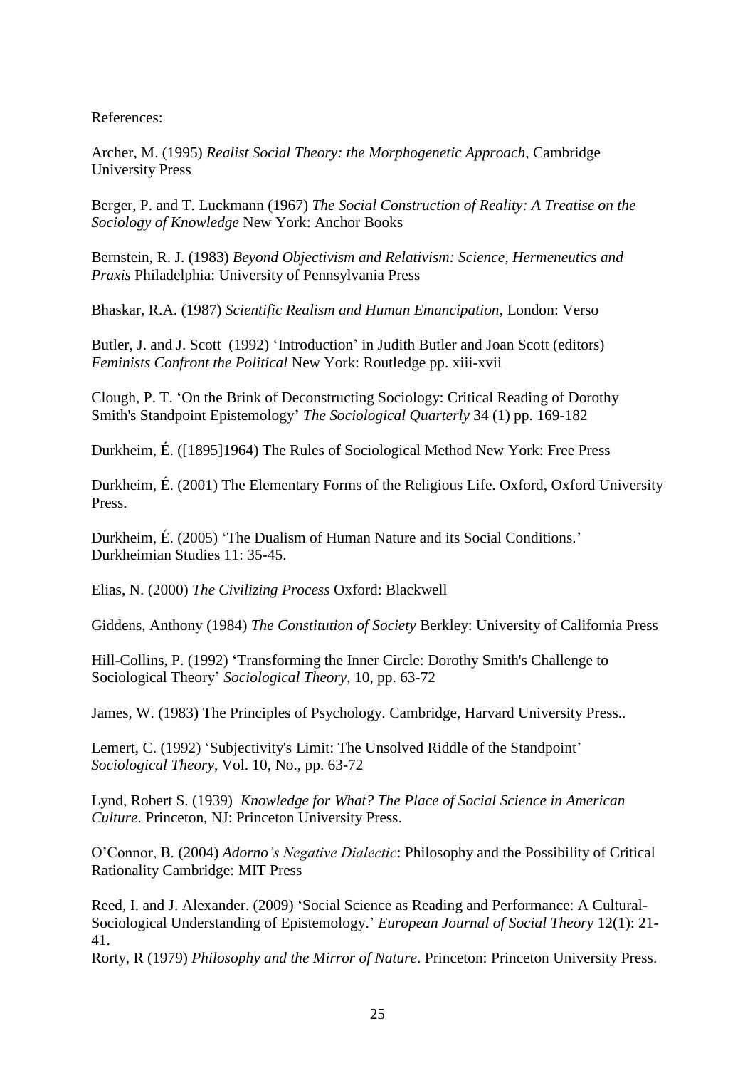References:

Archer, M. (1995) *Realist Social Theory: the Morphogenetic Approach*, Cambridge University Press

Berger, P. and T. Luckmann (1967) *The Social Construction of Reality: A Treatise on the Sociology of Knowledge* New York: Anchor Books

Bernstein, R. J. (1983) *Beyond Objectivism and Relativism: Science, Hermeneutics and Praxis* Philadelphia: University of Pennsylvania Press

Bhaskar, R.A. (1987) *Scientific Realism and Human Emancipation*, London: Verso

Butler, J. and J. Scott (1992) 'Introduction' in Judith Butler and Joan Scott (editors) *Feminists Confront the Political* New York: Routledge pp. xiii-xvii

Clough, P. T. 'On the Brink of Deconstructing Sociology: Critical Reading of Dorothy Smith's Standpoint Epistemology' *The Sociological Quarterly* 34 (1) pp. 169-182

Durkheim, É. ([1895]1964) The Rules of Sociological Method New York: Free Press

Durkheim, É. (2001) The Elementary Forms of the Religious Life. Oxford, Oxford University Press.

Durkheim, É. (2005) 'The Dualism of Human Nature and its Social Conditions.' Durkheimian Studies 11: 35-45.

Elias, N. (2000) *The Civilizing Process* Oxford: Blackwell

Giddens, Anthony (1984) *The Constitution of Society* Berkley: University of California Press

Hill-Collins, P. (1992) 'Transforming the Inner Circle: Dorothy Smith's Challenge to Sociological Theory' *Sociological Theory*, 10, pp. 63-72

James, W. (1983) The Principles of Psychology. Cambridge, Harvard University Press..

Lemert, C. (1992) 'Subjectivity's Limit: The Unsolved Riddle of the Standpoint' *Sociological Theory*, Vol. 10, No., pp. 63-72

Lynd, Robert S. (1939) *Knowledge for What? The Place of Social Science in American Culture*. Princeton, NJ: Princeton University Press.

O'Connor, B. (2004) *Adorno's Negative Dialectic*: Philosophy and the Possibility of Critical Rationality Cambridge: MIT Press

Reed, I. and J. Alexander. (2009) 'Social Science as Reading and Performance: A Cultural-Sociological Understanding of Epistemology.' *European Journal of Social Theory* 12(1): 21-41.

Rorty, R (1979) *Philosophy and the Mirror of Nature*. Princeton: Princeton University Press.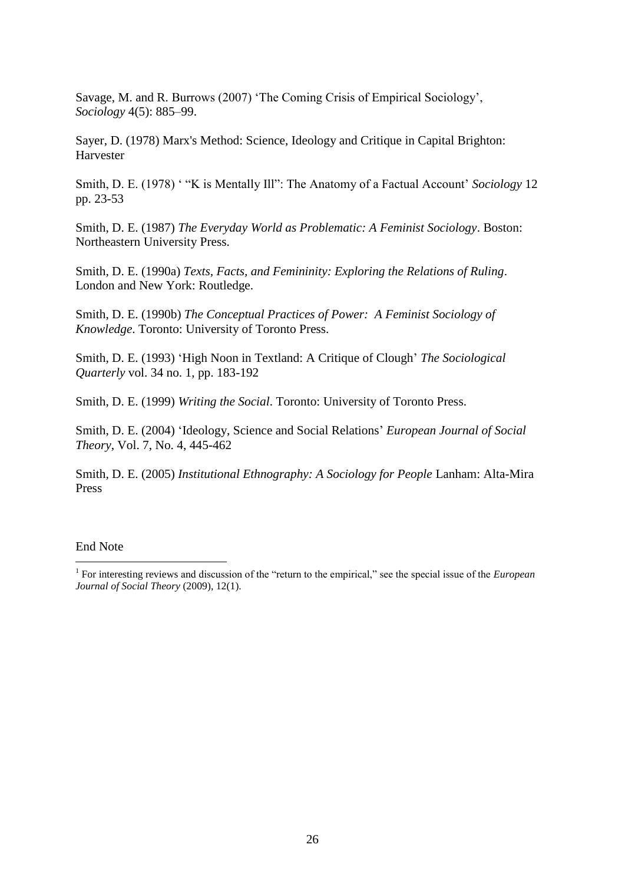Savage, M. and R. Burrows (2007) 'The Coming Crisis of Empirical Sociology', *Sociology* 4(5): 885–99.

Sayer, D. (1978) Marx's Method: Science, Ideology and Critique in Capital Brighton: Harvester

Smith, D. E. (1978) ' "K is Mentally Ill": The Anatomy of a Factual Account' *Sociology* 12 pp. 23-53

Smith, D. E. (1987) *The Everyday World as Problematic: A Feminist Sociology*. Boston: Northeastern University Press.

Smith, D. E. (1990a) *Texts, Facts, and Femininity: Exploring the Relations of Ruling*. London and New York: Routledge.

Smith, D. E. (1990b) *The Conceptual Practices of Power: A Feminist Sociology of Knowledge*. Toronto: University of Toronto Press.

Smith, D. E. (1993) 'High Noon in Textland: A Critique of Clough' *The Sociological Quarterly* vol. 34 no. 1, pp. 183-192

Smith, D. E. (1999) *Writing the Social*. Toronto: University of Toronto Press.

Smith, D. E. (2004) 'Ideology, Science and Social Relations' *European Journal of Social Theory*, Vol. 7, No. 4, 445-462

Smith, D. E. (2005) *Institutional Ethnography: A Sociology for People* Lanham: Alta-Mira Press

End Note

[1] For interesting reviews and discussion of the "return to the empirical," see the special issue of the *European Journal of Social Theory* (2009), 12(1).